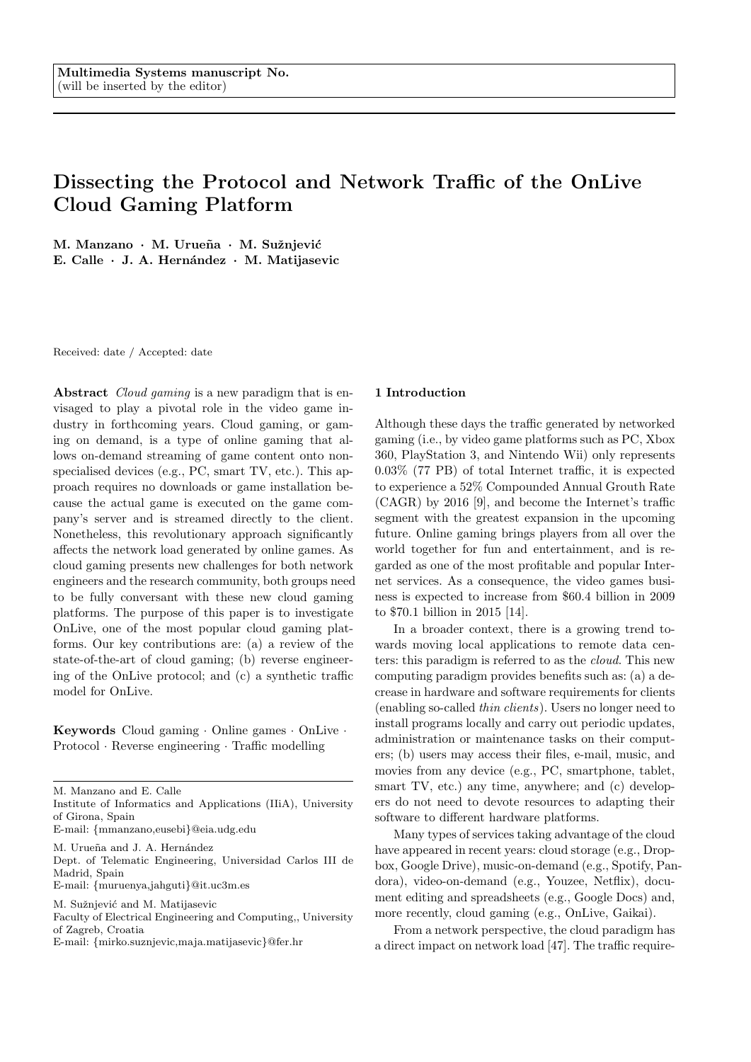Multimedia Systems manuscript No.
(will be inserted by the editor)

# Dissecting the Protocol and Network Traffic of the OnLive Cloud Gaming Platform

**M. Manzano · M. Urueña · M. Sužnjević · E. Calle · J. A. Hernández · M. Matijasevic**

Received: date / Accepted: date

**Abstract** *Cloud gaming* is a new paradigm that is envisaged to play a pivotal role in the video game industry in forthcoming years. Cloud gaming, or gaming on demand, is a type of online gaming that allows on-demand streaming of game content onto non-specialised devices (e.g., PC, smart TV, etc.). This approach requires no downloads or game installation because the actual game is executed on the game company's server and is streamed directly to the client. Nonetheless, this revolutionary approach significantly affects the network load generated by online games. As cloud gaming presents new challenges for both network engineers and the research community, both groups need to be fully conversant with these new cloud gaming platforms. The purpose of this paper is to investigate OnLive, one of the most popular cloud gaming platforms. Our key contributions are: (a) a review of the state-of-the-art of cloud gaming; (b) reverse engineering of the OnLive protocol; and (c) a synthetic traffic model for OnLive.

**Keywords** Cloud gaming · Online games · OnLive · Protocol · Reverse engineering · Traffic modelling

M. Manzano and E. Calle
Institute of Informatics and Applications (IIiA), University of Girona, Spain
E-mail: {mmanzano,eusebi}@eia.udg.edu

M. Urueña and J. A. Hernández
Dept. of Telematic Engineering, Universidad Carlos III de Madrid, Spain
E-mail: {muruenya,jahguti}@it.uc3m.es

M. Sužnjević and M. Matijasevic
Faculty of Electrical Engineering and Computing,, University of Zagreb, Croatia
E-mail: {mirko.suznjevic,maja.matijasevic}@fer.hr

## 1 Introduction

Although these days the traffic generated by networked gaming (i.e., by video game platforms such as PC, Xbox 360, PlayStation 3, and Nintendo Wii) only represents 0.03% (77 PB) of total Internet traffic, it is expected to experience a 52% Compounded Annual Grouth Rate (CAGR) by 2016 [9], and become the Internet's traffic segment with the greatest expansion in the upcoming future. Online gaming brings players from all over the world together for fun and entertainment, and is regarded as one of the most profitable and popular Internet services. As a consequence, the video games business is expected to increase from $60.4 billion in 2009 to $70.1 billion in 2015 [14].

In a broader context, there is a growing trend towards moving local applications to remote data centers: this paradigm is referred to as the *cloud*. This new computing paradigm provides benefits such as: (a) a decrease in hardware and software requirements for clients (enabling so-called *thin clients*). Users no longer need to install programs locally and carry out periodic updates, administration or maintenance tasks on their computers; (b) users may access their files, e-mail, music, and movies from any device (e.g., PC, smartphone, tablet, smart TV, etc.) any time, anywhere; and (c) developers do not need to devote resources to adapting their software to different hardware platforms.

Many types of services taking advantage of the cloud have appeared in recent years: cloud storage (e.g., Dropbox, Google Drive), music-on-demand (e.g., Spotify, Pandora), video-on-demand (e.g., Youzee, Netflix), document editing and spreadsheets (e.g., Google Docs) and, more recently, cloud gaming (e.g., OnLive, Gaikai).

From a network perspective, the cloud paradigm has a direct impact on network load [47]. The traffic require-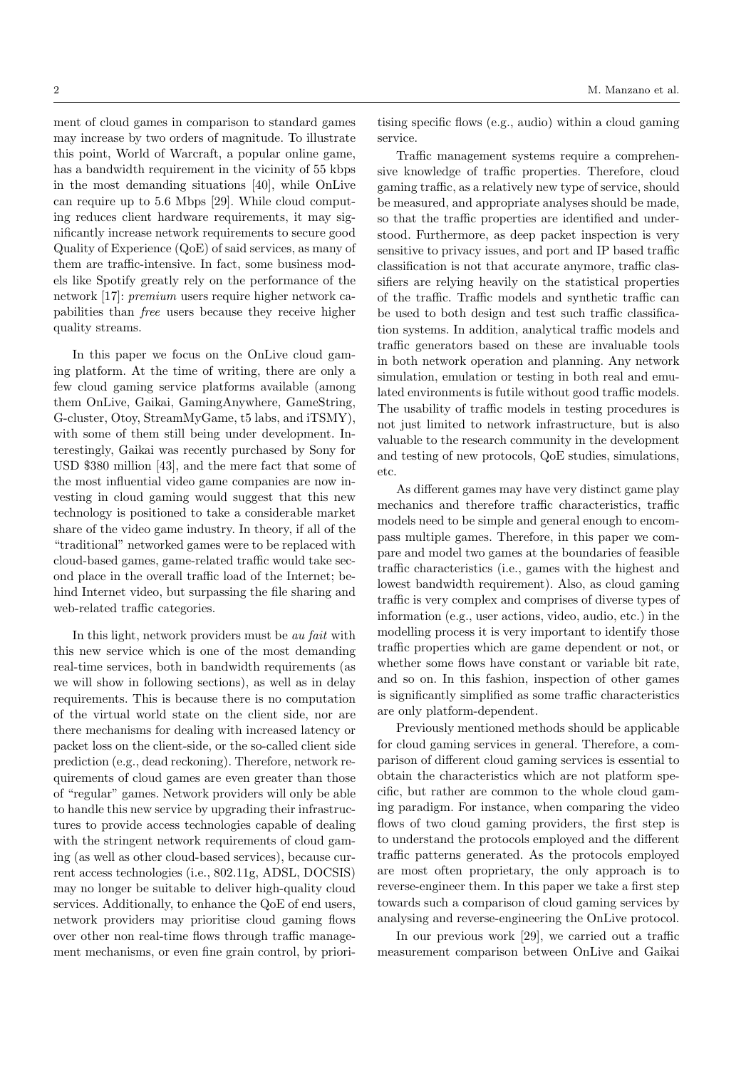ment of cloud games in comparison to standard games may increase by two orders of magnitude. To illustrate this point, World of Warcraft, a popular online game, has a bandwidth requirement in the vicinity of 55 kbps in the most demanding situations [40], while OnLive can require up to 5.6 Mbps [29]. While cloud computing reduces client hardware requirements, it may significantly increase network requirements to secure good Quality of Experience (QoE) of said services, as many of them are traffic-intensive. In fact, some business models like Spotify greatly rely on the performance of the network [17]: *premium* users require higher network capabilities than *free* users because they receive higher quality streams.

In this paper we focus on the OnLive cloud gaming platform. At the time of writing, there are only a few cloud gaming service platforms available (among them OnLive, Gaikai, GamingAnywhere, GameString, G-cluster, Otoy, StreamMyGame, t5 labs, and iTSMY), with some of them still being under development. Interestingly, Gaikai was recently purchased by Sony for USD $380 million [43], and the mere fact that some of the most influential video game companies are now investing in cloud gaming would suggest that this new technology is positioned to take a considerable market share of the video game industry. In theory, if all of the "traditional" networked games were to be replaced with cloud-based games, game-related traffic would take second place in the overall traffic load of the Internet; behind Internet video, but surpassing the file sharing and web-related traffic categories.

In this light, network providers must be *au fait* with this new service which is one of the most demanding real-time services, both in bandwidth requirements (as we will show in following sections), as well as in delay requirements. This is because there is no computation of the virtual world state on the client side, nor are there mechanisms for dealing with increased latency or packet loss on the client-side, or the so-called client side prediction (e.g., dead reckoning). Therefore, network requirements of cloud games are even greater than those of "regular" games. Network providers will only be able to handle this new service by upgrading their infrastructures to provide access technologies capable of dealing with the stringent network requirements of cloud gaming (as well as other cloud-based services), because current access technologies (i.e., 802.11g, ADSL, DOCSIS) may no longer be suitable to deliver high-quality cloud services. Additionally, to enhance the QoE of end users, network providers may prioritise cloud gaming flows over other non real-time flows through traffic management mechanisms, or even fine grain control, by prioritising specific flows (e.g., audio) within a cloud gaming service.

Traffic management systems require a comprehensive knowledge of traffic properties. Therefore, cloud gaming traffic, as a relatively new type of service, should be measured, and appropriate analyses should be made, so that the traffic properties are identified and understood. Furthermore, as deep packet inspection is very sensitive to privacy issues, and port and IP based traffic classification is not that accurate anymore, traffic classifiers are relying heavily on the statistical properties of the traffic. Traffic models and synthetic traffic can be used to both design and test such traffic classification systems. In addition, analytical traffic models and traffic generators based on these are invaluable tools in both network operation and planning. Any network simulation, emulation or testing in both real and emulated environments is futile without good traffic models. The usability of traffic models in testing procedures is not just limited to network infrastructure, but is also valuable to the research community in the development and testing of new protocols, QoE studies, simulations, etc.

As different games may have very distinct game play mechanics and therefore traffic characteristics, traffic models need to be simple and general enough to encompass multiple games. Therefore, in this paper we compare and model two games at the boundaries of feasible traffic characteristics (i.e., games with the highest and lowest bandwidth requirement). Also, as cloud gaming traffic is very complex and comprises of diverse types of information (e.g., user actions, video, audio, etc.) in the modelling process it is very important to identify those traffic properties which are game dependent or not, or whether some flows have constant or variable bit rate, and so on. In this fashion, inspection of other games is significantly simplified as some traffic characteristics are only platform-dependent.

Previously mentioned methods should be applicable for cloud gaming services in general. Therefore, a comparison of different cloud gaming services is essential to obtain the characteristics which are not platform specific, but rather are common to the whole cloud gaming paradigm. For instance, when comparing the video flows of two cloud gaming providers, the first step is to understand the protocols employed and the different traffic patterns generated. As the protocols employed are most often proprietary, the only approach is to reverse-engineer them. In this paper we take a first step towards such a comparison of cloud gaming services by analysing and reverse-engineering the OnLive protocol.

In our previous work [29], we carried out a traffic measurement comparison between OnLive and Gaikai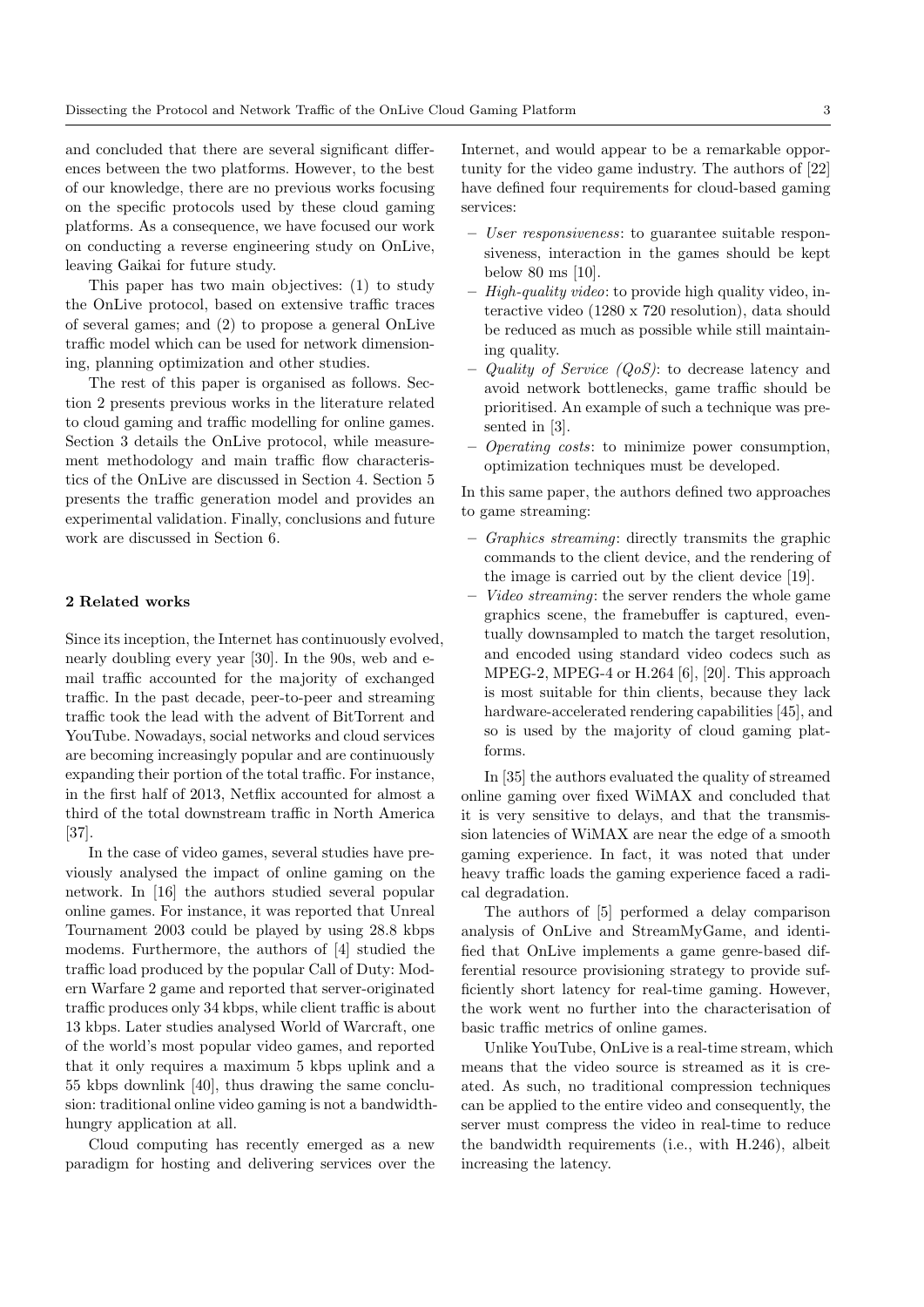and concluded that there are several significant differences between the two platforms. However, to the best of our knowledge, there are no previous works focusing on the specific protocols used by these cloud gaming platforms. As a consequence, we have focused our work on conducting a reverse engineering study on OnLive, leaving Gaikai for future study.

This paper has two main objectives: (1) to study the OnLive protocol, based on extensive traffic traces of several games; and (2) to propose a general OnLive traffic model which can be used for network dimensioning, planning optimization and other studies.

The rest of this paper is organised as follows. Section 2 presents previous works in the literature related to cloud gaming and traffic modelling for online games. Section 3 details the OnLive protocol, while measurement methodology and main traffic flow characteristics of the OnLive are discussed in Section 4. Section 5 presents the traffic generation model and provides an experimental validation. Finally, conclusions and future work are discussed in Section 6.

## 2 Related works

Since its inception, the Internet has continuously evolved, nearly doubling every year [30]. In the 90s, web and e-mail traffic accounted for the majority of exchanged traffic. In the past decade, peer-to-peer and streaming traffic took the lead with the advent of BitTorrent and YouTube. Nowadays, social networks and cloud services are becoming increasingly popular and are continuously expanding their portion of the total traffic. For instance, in the first half of 2013, Netflix accounted for almost a third of the total downstream traffic in North America [37].

In the case of video games, several studies have previously analysed the impact of online gaming on the network. In [16] the authors studied several popular online games. For instance, it was reported that Unreal Tournament 2003 could be played by using 28.8 kbps modems. Furthermore, the authors of [4] studied the traffic load produced by the popular Call of Duty: Modern Warfare 2 game and reported that server-originated traffic produces only 34 kbps, while client traffic is about 13 kbps. Later studies analysed World of Warcraft, one of the world's most popular video games, and reported that it only requires a maximum 5 kbps uplink and a 55 kbps downlink [40], thus drawing the same conclusion: traditional online video gaming is not a bandwidth-hungry application at all.

Cloud computing has recently emerged as a new paradigm for hosting and delivering services over the Internet, and would appear to be a remarkable opportunity for the video game industry. The authors of [22] have defined four requirements for cloud-based gaming services:

- *User responsiveness*: to guarantee suitable responsiveness, interaction in the games should be kept below 80 ms [10].
- *High-quality video*: to provide high quality video, interactive video (1280 x 720 resolution), data should be reduced as much as possible while still maintaining quality.
- *Quality of Service (QoS)*: to decrease latency and avoid network bottlenecks, game traffic should be prioritised. An example of such a technique was presented in [3].
- *Operating costs*: to minimize power consumption, optimization techniques must be developed.

In this same paper, the authors defined two approaches to game streaming:

- *Graphics streaming*: directly transmits the graphic commands to the client device, and the rendering of the image is carried out by the client device [19].
- *Video streaming*: the server renders the whole game graphics scene, the framebuffer is captured, eventually downsampled to match the target resolution, and encoded using standard video codecs such as MPEG-2, MPEG-4 or H.264 [6], [20]. This approach is most suitable for thin clients, because they lack hardware-accelerated rendering capabilities [45], and so is used by the majority of cloud gaming platforms.

In [35] the authors evaluated the quality of streamed online gaming over fixed WiMAX and concluded that it is very sensitive to delays, and that the transmission latencies of WiMAX are near the edge of a smooth gaming experience. In fact, it was noted that under heavy traffic loads the gaming experience faced a radical degradation.

The authors of [5] performed a delay comparison analysis of OnLive and StreamMyGame, and identified that OnLive implements a game genre-based differential resource provisioning strategy to provide sufficiently short latency for real-time gaming. However, the work went no further into the characterisation of basic traffic metrics of online games.

Unlike YouTube, OnLive is a real-time stream, which means that the video source is streamed as it is created. As such, no traditional compression techniques can be applied to the entire video and consequently, the server must compress the video in real-time to reduce the bandwidth requirements (i.e., with H.246), albeit increasing the latency.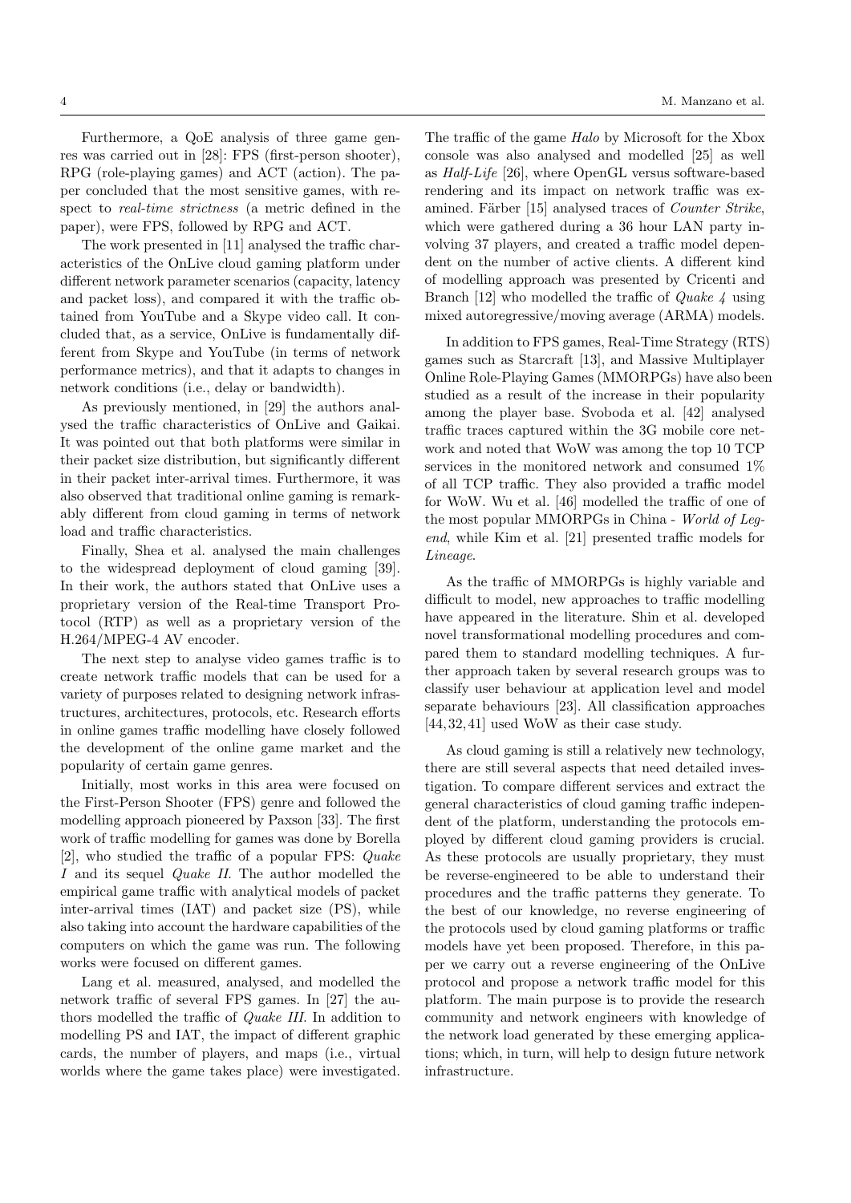Furthermore, a QoE analysis of three game genres was carried out in [28]: FPS (first-person shooter), RPG (role-playing games) and ACT (action). The paper concluded that the most sensitive games, with respect to *real-time strictness* (a metric defined in the paper), were FPS, followed by RPG and ACT.

The work presented in [11] analysed the traffic characteristics of the OnLive cloud gaming platform under different network parameter scenarios (capacity, latency and packet loss), and compared it with the traffic obtained from YouTube and a Skype video call. It concluded that, as a service, OnLive is fundamentally different from Skype and YouTube (in terms of network performance metrics), and that it adapts to changes in network conditions (i.e., delay or bandwidth).

As previously mentioned, in [29] the authors analysed the traffic characteristics of OnLive and Gaikai. It was pointed out that both platforms were similar in their packet size distribution, but significantly different in their packet inter-arrival times. Furthermore, it was also observed that traditional online gaming is remarkably different from cloud gaming in terms of network load and traffic characteristics.

Finally, Shea et al. analysed the main challenges to the widespread deployment of cloud gaming [39]. In their work, the authors stated that OnLive uses a proprietary version of the Real-time Transport Protocol (RTP) as well as a proprietary version of the H.264/MPEG-4 AV encoder.

The next step to analyse video games traffic is to create network traffic models that can be used for a variety of purposes related to designing network infrastructures, architectures, protocols, etc. Research efforts in online games traffic modelling have closely followed the development of the online game market and the popularity of certain game genres.

Initially, most works in this area were focused on the First-Person Shooter (FPS) genre and followed the modelling approach pioneered by Paxson [33]. The first work of traffic modelling for games was done by Borella [2], who studied the traffic of a popular FPS: *Quake I* and its sequel *Quake II*. The author modelled the empirical game traffic with analytical models of packet inter-arrival times (IAT) and packet size (PS), while also taking into account the hardware capabilities of the computers on which the game was run. The following works were focused on different games.

Lang et al. measured, analysed, and modelled the network traffic of several FPS games. In [27] the authors modelled the traffic of *Quake III*. In addition to modelling PS and IAT, the impact of different graphic cards, the number of players, and maps (i.e., virtual worlds where the game takes place) were investigated. The traffic of the game *Halo* by Microsoft for the Xbox console was also analysed and modelled [25] as well as *Half-Life* [26], where OpenGL versus software-based rendering and its impact on network traffic was examined. Färber [15] analysed traces of *Counter Strike*, which were gathered during a 36 hour LAN party involving 37 players, and created a traffic model dependent on the number of active clients. A different kind of modelling approach was presented by Cricenti and Branch [12] who modelled the traffic of *Quake 4* using mixed autoregressive/moving average (ARMA) models.

In addition to FPS games, Real-Time Strategy (RTS) games such as Starcraft [13], and Massive Multiplayer Online Role-Playing Games (MMORPGs) have also been studied as a result of the increase in their popularity among the player base. Svoboda et al. [42] analysed traffic traces captured within the 3G mobile core network and noted that WoW was among the top 10 TCP services in the monitored network and consumed 1% of all TCP traffic. They also provided a traffic model for WoW. Wu et al. [46] modelled the traffic of one of the most popular MMORPGs in China - *World of Legend*, while Kim et al. [21] presented traffic models for *Lineage*.

As the traffic of MMORPGs is highly variable and difficult to model, new approaches to traffic modelling have appeared in the literature. Shin et al. developed novel transformational modelling procedures and compared them to standard modelling techniques. A further approach taken by several research groups was to classify user behaviour at application level and model separate behaviours [23]. All classification approaches [44, 32, 41] used WoW as their case study.

As cloud gaming is still a relatively new technology, there are still several aspects that need detailed investigation. To compare different services and extract the general characteristics of cloud gaming traffic independent of the platform, understanding the protocols employed by different cloud gaming providers is crucial. As these protocols are usually proprietary, they must be reverse-engineered to be able to understand their procedures and the traffic patterns they generate. To the best of our knowledge, no reverse engineering of the protocols used by cloud gaming platforms or traffic models have yet been proposed. Therefore, in this paper we carry out a reverse engineering of the OnLive protocol and propose a network traffic model for this platform. The main purpose is to provide the research community and network engineers with knowledge of the network load generated by these emerging applications; which, in turn, will help to design future network infrastructure.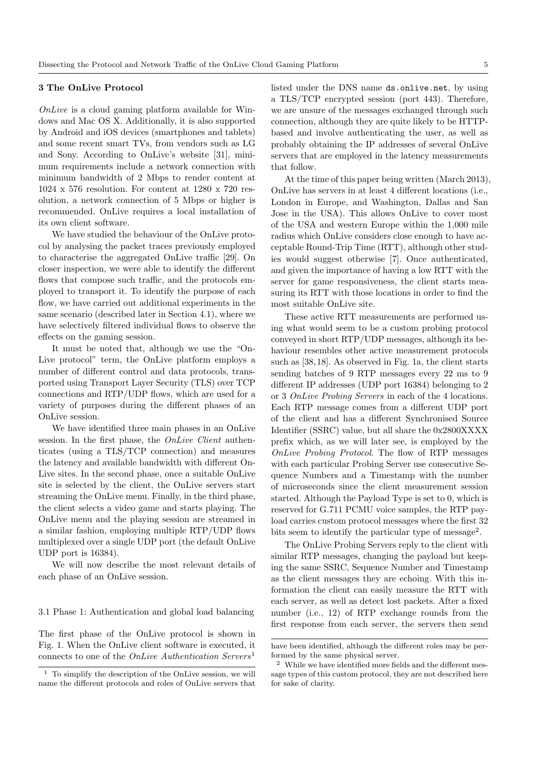## 3 The OnLive Protocol

*OnLive* is a cloud gaming platform available for Windows and Mac OS X. Additionally, it is also supported by Android and iOS devices (smartphones and tablets) and some recent smart TVs, from vendors such as LG and Sony. According to OnLive's website [31], minimum requirements include a network connection with minimum bandwidth of 2 Mbps to render content at 1024 x 576 resolution. For content at 1280 x 720 resolution, a network connection of 5 Mbps or higher is recommended. OnLive requires a local installation of its own client software.

We have studied the behaviour of the OnLive protocol by analysing the packet traces previously employed to characterise the aggregated OnLive traffic [29]. On closer inspection, we were able to identify the different flows that compose such traffic, and the protocols employed to transport it. To identify the purpose of each flow, we have carried out additional experiments in the same scenario (described later in Section 4.1), where we have selectively filtered individual flows to observe the effects on the gaming session.

It must be noted that, although we use the "OnLive protocol" term, the OnLive platform employs a number of different control and data protocols, transported using Transport Layer Security (TLS) over TCP connections and RTP/UDP flows, which are used for a variety of purposes during the different phases of an OnLive session.

We have identified three main phases in an OnLive session. In the first phase, the *OnLive Client* authenticates (using a TLS/TCP connection) and measures the latency and available bandwidth with different OnLive sites. In the second phase, once a suitable OnLive site is selected by the client, the OnLive servers start streaming the OnLive menu. Finally, in the third phase, the client selects a video game and starts playing. The OnLive menu and the playing session are streamed in a similar fashion, employing multiple RTP/UDP flows multiplexed over a single UDP port (the default OnLive UDP port is 16384).

We will now describe the most relevant details of each phase of an OnLive session.

### 3.1 Phase 1: Authentication and global load balancing

The first phase of the OnLive protocol is shown in Fig. 1. When the OnLive client software is executed, it connects to one of the *OnLive Authentication Servers*[1] listed under the DNS name ds.onlive.net, by using a TLS/TCP encrypted session (port 443). Therefore, we are unsure of the messages exchanged through such connection, although they are quite likely to be HTTP-based and involve authenticating the user, as well as probably obtaining the IP addresses of several OnLive servers that are employed in the latency measurements that follow.

At the time of this paper being written (March 2013), OnLive has servers in at least 4 different locations (i.e., London in Europe, and Washington, Dallas and San Jose in the USA). This allows OnLive to cover most of the USA and western Europe within the 1,000 mile radius which OnLive considers close enough to have acceptable Round-Trip Time (RTT), although other studies would suggest otherwise [7]. Once authenticated, and given the importance of having a low RTT with the server for game responsiveness, the client starts measuring its RTT with those locations in order to find the most suitable OnLive site.

These active RTT measurements are performed using what would seem to be a custom probing protocol conveyed in short RTP/UDP messages, although its behaviour resembles other active measurement protocols such as [38,18]. As observed in Fig. 1a, the client starts sending batches of 9 RTP messages every 22 ms to 9 different IP addresses (UDP port 16384) belonging to 2 or 3 *OnLive Probing Servers* in each of the 4 locations. Each RTP message comes from a different UDP port of the client and has a different Synchronised Source Identifier (SSRC) value, but all share the 0x2800XXXX prefix which, as we will later see, is employed by the *OnLive Probing Protocol*. The flow of RTP messages with each particular Probing Server use consecutive Sequence Numbers and a Timestamp with the number of microseconds since the client measurement session started. Although the Payload Type is set to 0, which is reserved for G.711 PCMU voice samples, the RTP payload carries custom protocol messages where the first 32 bits seem to identify the particular type of message[2].

The OnLive Probing Servers reply to the client with similar RTP messages, changing the payload but keeping the same SSRC, Sequence Number and Timestamp as the client messages they are echoing. With this information the client can easily measure the RTT with each server, as well as detect lost packets. After a fixed number (i.e., 12) of RTP exchange rounds from the first response from each server, the servers then send

[1] To simplify the description of the OnLive session, we will name the different protocols and roles of OnLive servers that have been identified, although the different roles may be performed by the same physical server.

[2] While we have identified more fields and the different message types of this custom protocol, they are not described here for sake of clarity.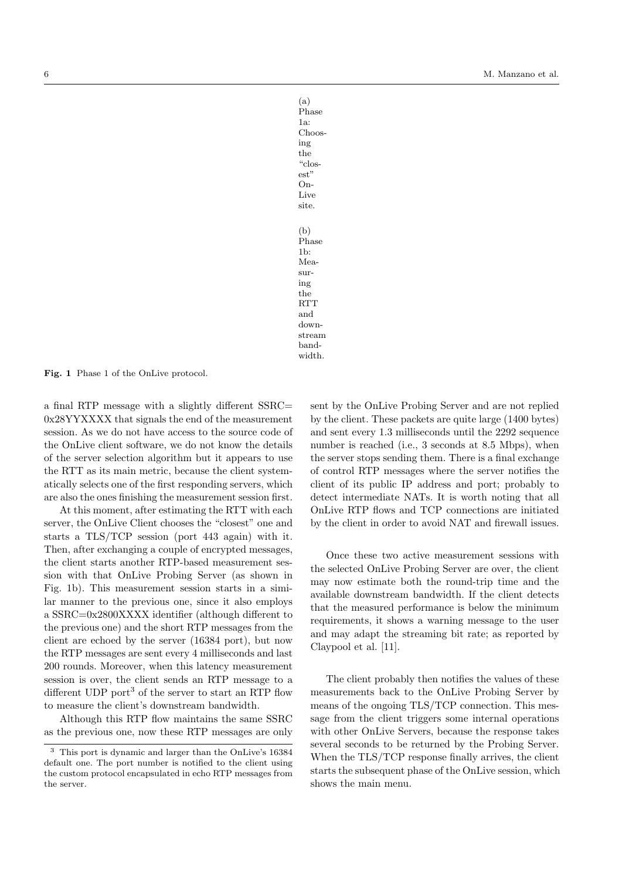(a) Phase 1a: Choosing the "closest" OnLive site.

(b) Phase 1b: Measuring the RTT and downstream bandwidth.

**Fig. 1** Phase 1 of the OnLive protocol.

a final RTP message with a slightly different SSRC= 0x28YYXXXX that signals the end of the measurement session. As we do not have access to the source code of the OnLive client software, we do not know the details of the server selection algorithm but it appears to use the RTT as its main metric, because the client systematically selects one of the first responding servers, which are also the ones finishing the measurement session first.

At this moment, after estimating the RTT with each server, the OnLive Client chooses the "closest" one and starts a TLS/TCP session (port 443 again) with it. Then, after exchanging a couple of encrypted messages, the client starts another RTP-based measurement session with that OnLive Probing Server (as shown in Fig. 1b). This measurement session starts in a similar manner to the previous one, since it also employs a SSRC=0x2800XXXX identifier (although different to the previous one) and the short RTP messages from the client are echoed by the server (16384 port), but now the RTP messages are sent every 4 milliseconds and last 200 rounds. Moreover, when this latency measurement session is over, the client sends an RTP message to a different UDP port[3] of the server to start an RTP flow to measure the client's downstream bandwidth.

Although this RTP flow maintains the same SSRC as the previous one, now these RTP messages are only sent by the OnLive Probing Server and are not replied by the client. These packets are quite large (1400 bytes) and sent every 1.3 milliseconds until the 2292 sequence number is reached (i.e., 3 seconds at 8.5 Mbps), when the server stops sending them. There is a final exchange of control RTP messages where the server notifies the client of its public IP address and port; probably to detect intermediate NATs. It is worth noting that all OnLive RTP flows and TCP connections are initiated by the client in order to avoid NAT and firewall issues.

Once these two active measurement sessions with the selected OnLive Probing Server are over, the client may now estimate both the round-trip time and the available downstream bandwidth. If the client detects that the measured performance is below the minimum requirements, it shows a warning message to the user and may adapt the streaming bit rate; as reported by Claypool et al. [11].

The client probably then notifies the values of these measurements back to the OnLive Probing Server by means of the ongoing TLS/TCP connection. This message from the client triggers some internal operations with other OnLive Servers, because the response takes several seconds to be returned by the Probing Server. When the TLS/TCP response finally arrives, the client starts the subsequent phase of the OnLive session, which shows the main menu.

[3] This port is dynamic and larger than the OnLive's 16384 default one. The port number is notified to the client using the custom protocol encapsulated in echo RTP messages from the server.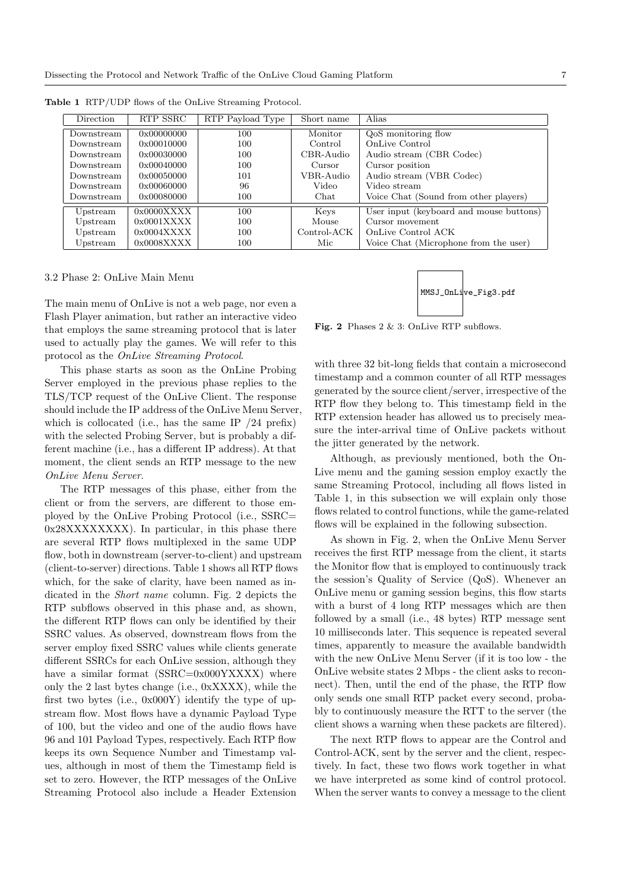**Table 1** RTP/UDP flows of the OnLive Streaming Protocol.

| Direction | RTP SSRC | RTP Payload Type | Short name | Alias |
|---|---|---|---|---|
| Downstream | 0x00000000 | 100 | Monitor | QoS monitoring flow |
| Downstream | 0x00010000 | 100 | Control | OnLive Control |
| Downstream | 0x00030000 | 100 | CBR-Audio | Audio stream (CBR Codec) |
| Downstream | 0x00040000 | 100 | Cursor | Cursor position |
| Downstream | 0x00050000 | 101 | VBR-Audio | Audio stream (VBR Codec) |
| Downstream | 0x00060000 | 96 | Video | Video stream |
| Downstream | 0x00080000 | 100 | Chat | Voice Chat (Sound from other players) |
| Upstream | 0x0000XXXX | 100 | Keys | User input (keyboard and mouse buttons) |
| Upstream | 0x0001XXXX | 100 | Mouse | Cursor movement |
| Upstream | 0x0004XXXX | 100 | Control-ACK | OnLive Control ACK |
| Upstream | 0x0008XXXX | 100 | Mic | Voice Chat (Microphone from the user) |

### 3.2 Phase 2: OnLive Main Menu

The main menu of OnLive is not a web page, nor even a Flash Player animation, but rather an interactive video that employs the same streaming protocol that is later used to actually play the games. We will refer to this protocol as the *OnLive Streaming Protocol*.

This phase starts as soon as the OnLine Probing Server employed in the previous phase replies to the TLS/TCP request of the OnLive Client. The response should include the IP address of the OnLive Menu Server, which is collocated (i.e., has the same IP /24 prefix) with the selected Probing Server, but is probably a different machine (i.e., has a different IP address). At that moment, the client sends an RTP message to the new *OnLive Menu Server*.

The RTP messages of this phase, either from the client or from the servers, are different to those employed by the OnLive Probing Protocol (i.e., SSRC= 0x28XXXXXXXX). In particular, in this phase there are several RTP flows multiplexed in the same UDP flow, both in downstream (server-to-client) and upstream (client-to-server) directions. Table 1 shows all RTP flows which, for the sake of clarity, have been named as indicated in the *Short name* column. Fig. 2 depicts the RTP subflows observed in this phase and, as shown, the different RTP flows can only be identified by their SSRC values. As observed, downstream flows from the server employ fixed SSRC values while clients generate different SSRCs for each OnLive session, although they have a similar format (SSRC=0x000YXXXX) where only the 2 last bytes change (i.e., 0xXXXX), while the first two bytes (i.e., 0x000Y) identify the type of upstream flow. Most flows have a dynamic Payload Type of 100, but the video and one of the audio flows have 96 and 101 Payload Types, respectively. Each RTP flow keeps its own Sequence Number and Timestamp values, although in most of them the Timestamp field is set to zero. However, the RTP messages of the OnLive Streaming Protocol also include a Header Extension with three 32 bit-long fields that contain a microsecond timestamp and a common counter of all RTP messages generated by the source client/server, irrespective of the RTP flow they belong to. This timestamp field in the RTP extension header has allowed us to precisely measure the inter-arrival time of OnLive packets without the jitter generated by the network.

MMSJ_OnLive_Fig3.pdf

**Fig. 2** Phases 2 & 3: OnLive RTP subflows.

Although, as previously mentioned, both the OnLive menu and the gaming session employ exactly the same Streaming Protocol, including all flows listed in Table 1, in this subsection we will explain only those flows related to control functions, while the game-related flows will be explained in the following subsection.

As shown in Fig. 2, when the OnLive Menu Server receives the first RTP message from the client, it starts the Monitor flow that is employed to continuously track the session's Quality of Service (QoS). Whenever an OnLive menu or gaming session begins, this flow starts with a burst of 4 long RTP messages which are then followed by a small (i.e., 48 bytes) RTP message sent 10 milliseconds later. This sequence is repeated several times, apparently to measure the available bandwidth with the new OnLive Menu Server (if it is too low - the OnLive website states 2 Mbps - the client asks to reconnect). Then, until the end of the phase, the RTP flow only sends one small RTP packet every second, probably to continuously measure the RTT to the server (the client shows a warning when these packets are filtered).

The next RTP flows to appear are the Control and Control-ACK, sent by the server and the client, respectively. In fact, these two flows work together in what we have interpreted as some kind of control protocol. When the server wants to convey a message to the client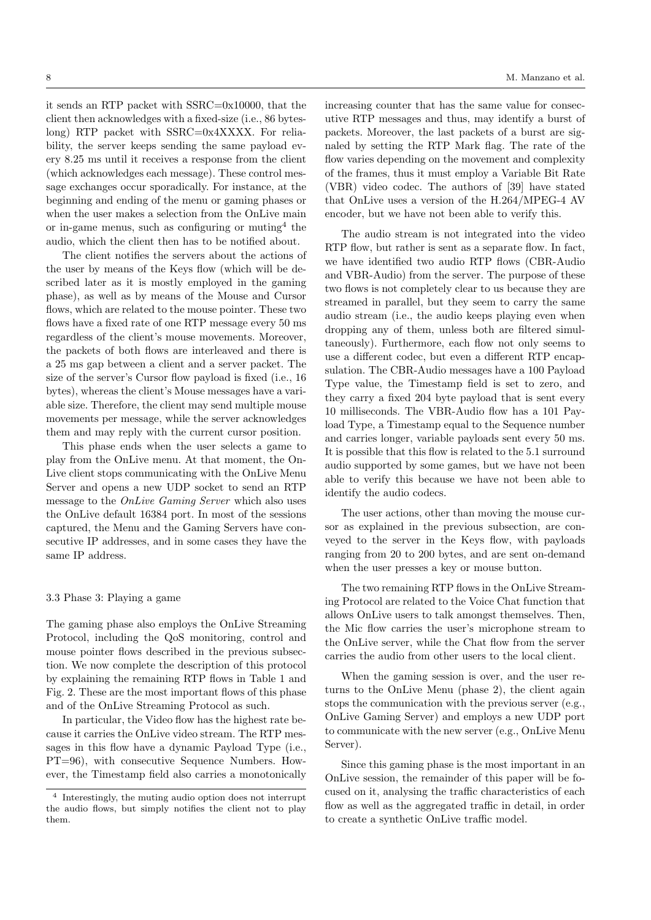it sends an RTP packet with SSRC=0x10000, that the client then acknowledges with a fixed-size (i.e., 86 bytes-long) RTP packet with SSRC=0x4XXXX. For reliability, the server keeps sending the same payload every 8.25 ms until it receives a response from the client (which acknowledges each message). These control message exchanges occur sporadically. For instance, at the beginning and ending of the menu or gaming phases or when the user makes a selection from the OnLive main or in-game menus, such as configuring or muting[4] the audio, which the client then has to be notified about.

The client notifies the servers about the actions of the user by means of the Keys flow (which will be described later as it is mostly employed in the gaming phase), as well as by means of the Mouse and Cursor flows, which are related to the mouse pointer. These two flows have a fixed rate of one RTP message every 50 ms regardless of the client's mouse movements. Moreover, the packets of both flows are interleaved and there is a 25 ms gap between a client and a server packet. The size of the server's Cursor flow payload is fixed (i.e., 16 bytes), whereas the client's Mouse messages have a variable size. Therefore, the client may send multiple mouse movements per message, while the server acknowledges them and may reply with the current cursor position.

This phase ends when the user selects a game to play from the OnLive menu. At that moment, the OnLive client stops communicating with the OnLive Menu Server and opens a new UDP socket to send an RTP message to the *OnLive Gaming Server* which also uses the OnLive default 16384 port. In most of the sessions captured, the Menu and the Gaming Servers have consecutive IP addresses, and in some cases they have the same IP address.

### 3.3 Phase 3: Playing a game

The gaming phase also employs the OnLive Streaming Protocol, including the QoS monitoring, control and mouse pointer flows described in the previous subsection. We now complete the description of this protocol by explaining the remaining RTP flows in Table 1 and Fig. 2. These are the most important flows of this phase and of the OnLive Streaming Protocol as such.

In particular, the Video flow has the highest rate because it carries the OnLive video stream. The RTP messages in this flow have a dynamic Payload Type (i.e., PT=96), with consecutive Sequence Numbers. However, the Timestamp field also carries a monotonically increasing counter that has the same value for consecutive RTP messages and thus, may identify a burst of packets. Moreover, the last packets of a burst are signaled by setting the RTP Mark flag. The rate of the flow varies depending on the movement and complexity of the frames, thus it must employ a Variable Bit Rate (VBR) video codec. The authors of [39] have stated that OnLive uses a version of the H.264/MPEG-4 AV encoder, but we have not been able to verify this.

The audio stream is not integrated into the video RTP flow, but rather is sent as a separate flow. In fact, we have identified two audio RTP flows (CBR-Audio and VBR-Audio) from the server. The purpose of these two flows is not completely clear to us because they are streamed in parallel, but they seem to carry the same audio stream (i.e., the audio keeps playing even when dropping any of them, unless both are filtered simultaneously). Furthermore, each flow not only seems to use a different codec, but even a different RTP encapsulation. The CBR-Audio messages have a 100 Payload Type value, the Timestamp field is set to zero, and they carry a fixed 204 byte payload that is sent every 10 milliseconds. The VBR-Audio flow has a 101 Payload Type, a Timestamp equal to the Sequence number and carries longer, variable payloads sent every 50 ms. It is possible that this flow is related to the 5.1 surround audio supported by some games, but we have not been able to verify this because we have not been able to identify the audio codecs.

The user actions, other than moving the mouse cursor as explained in the previous subsection, are conveyed to the server in the Keys flow, with payloads ranging from 20 to 200 bytes, and are sent on-demand when the user presses a key or mouse button.

The two remaining RTP flows in the OnLive Streaming Protocol are related to the Voice Chat function that allows OnLive users to talk amongst themselves. Then, the Mic flow carries the user's microphone stream to the OnLive server, while the Chat flow from the server carries the audio from other users to the local client.

When the gaming session is over, and the user returns to the OnLive Menu (phase 2), the client again stops the communication with the previous server (e.g., OnLive Gaming Server) and employs a new UDP port to communicate with the new server (e.g., OnLive Menu Server).

Since this gaming phase is the most important in an OnLive session, the remainder of this paper will be focused on it, analysing the traffic characteristics of each flow as well as the aggregated traffic in detail, in order to create a synthetic OnLive traffic model.

---

[4] Interestingly, the muting audio option does not interrupt the audio flows, but simply notifies the client not to play them.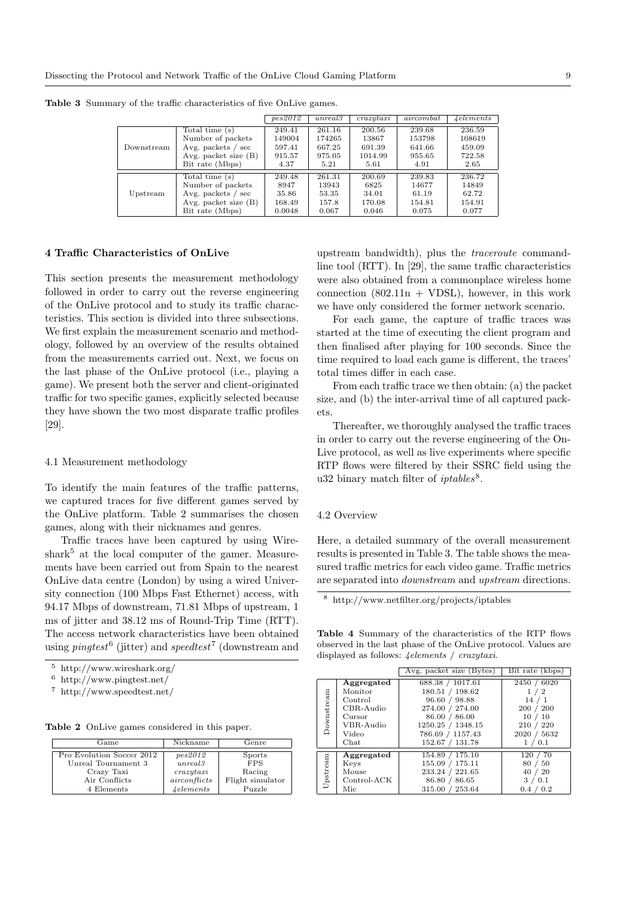**Table 3** Summary of the traffic characteristics of five OnLive games.

| | | *pes2012* | *unreal3* | *crazytaxi* | *aircombat* | *4elements* |
|---|---|---|---|---|---|---|
| Downstream | Total time (s) | 249.41 | 261.16 | 200.56 | 239.68 | 236.59 |
| | Number of packets | 149004 | 174265 | 13867 | 153798 | 108619 |
| | Avg. packets / sec | 597.41 | 667.25 | 691.39 | 641.66 | 459.09 |
| | Avg. packet size (B) | 915.57 | 975.05 | 1014.99 | 955.65 | 722.58 |
| | Bit rate (Mbps) | 4.37 | 5.21 | 5.61 | 4.91 | 2.65 |
| Upstream | Total time (s) | 249.48 | 261.31 | 200.69 | 239.83 | 236.72 |
| | Number of packets | 8947 | 13943 | 6825 | 14677 | 14849 |
| | Avg. packets / sec | 35.86 | 53.35 | 34.01 | 61.19 | 62.72 |
| | Avg. packet size (B) | 168.49 | 157.8 | 170.08 | 154.81 | 154.91 |
| | Bit rate (Mbps) | 0.0048 | 0.067 | 0.046 | 0.075 | 0.077 |

## 4 Traffic Characteristics of OnLive

This section presents the measurement methodology followed in order to carry out the reverse engineering of the OnLive protocol and to study its traffic characteristics. This section is divided into three subsections. We first explain the measurement scenario and methodology, followed by an overview of the results obtained from the measurements carried out. Next, we focus on the last phase of the OnLive protocol (i.e., playing a game). We present both the server and client-originated traffic for two specific games, explicitly selected because they have shown the two most disparate traffic profiles [29].

### 4.1 Measurement methodology

To identify the main features of the traffic patterns, we captured traces for five different games served by the OnLive platform. Table 2 summarises the chosen games, along with their nicknames and genres.

Traffic traces have been captured by using Wireshark[5] at the local computer of the gamer. Measurements have been carried out from Spain to the nearest OnLive data centre (London) by using a wired University connection (100 Mbps Fast Ethernet) access, with 94.17 Mbps of downstream, 71.81 Mbps of upstream, 1 ms of jitter and 38.12 ms of Round-Trip Time (RTT). The access network characteristics have been obtained using *pingtest*[6] (jitter) and *speedtest*[7] (downstream and upstream bandwidth), plus the *traceroute* command-line tool (RTT). In [29], the same traffic characteristics were also obtained from a commonplace wireless home connection (802.11n + VDSL), however, in this work we have only considered the former network scenario.

For each game, the capture of traffic traces was started at the time of executing the client program and then finalised after playing for 100 seconds. Since the time required to load each game is different, the traces' total times differ in each case.

From each traffic trace we then obtain: (a) the packet size, and (b) the inter-arrival time of all captured packets.

Thereafter, we thoroughly analysed the traffic traces in order to carry out the reverse engineering of the OnLive protocol, as well as live experiments where specific RTP flows were filtered by their SSRC field using the u32 binary match filter of *iptables*[8].

[5] http://www.wireshark.org/

[6] http://www.pingtest.net/

[7] http://www.speedtest.net/

**Table 2** OnLive games considered in this paper.

| Game | Nickname | Genre |
|---|---|---|
| Pro Evolution Soccer 2012 | *pes2012* | Sports |
| Unreal Tournament 3 | *unreal3* | FPS |
| Crazy Taxi | *crazytaxi* | Racing |
| Air Conflicts | *airconflicts* | Flight simulator |
| 4 Elements | *4elements* | Puzzle |

### 4.2 Overview

Here, a detailed summary of the overall measurement results is presented in Table 3. The table shows the measured traffic metrics for each video game. Traffic metrics are separated into *downstream* and *upstream* directions.

[8] http://www.netfilter.org/projects/iptables

**Table 4** Summary of the characteristics of the RTP flows observed in the last phase of the OnLive protocol. Values are displayed as follows: *4elements* / *crazytaxi*.

| | | Avg. packet size (Bytes) | Bit rate (kbps) |
|---|---|---|---|
| Downstream | **Aggregated** | 688.38 / 1017.61 | 2450 / 6020 |
| | Monitor | 180.51 / 198.62 | 1 / 2 |
| | Control | 96.60 / 98.88 | 14 / 1 |
| | CBR-Audio | 274.00 / 274.00 | 200 / 200 |
| | Cursor | 86.00 / 86.00 | 10 / 10 |
| | VBR-Audio | 1250.25 / 1348.15 | 210 / 220 |
| | Video | 786.69 / 1157.43 | 2020 / 5632 |
| | Chat | 152.67 / 131.78 | 1 / 0.1 |
| Upstream | **Aggregated** | 154.89 / 175.10 | 120 / 70 |
| | Keys | 155.09 / 175.11 | 80 / 50 |
| | Mouse | 233.24 / 221.65 | 40 / 20 |
| | Control-ACK | 86.80 / 86.65 | 3 / 0.1 |
| | Mic | 315.00 / 253.64 | 0.4 / 0.2 |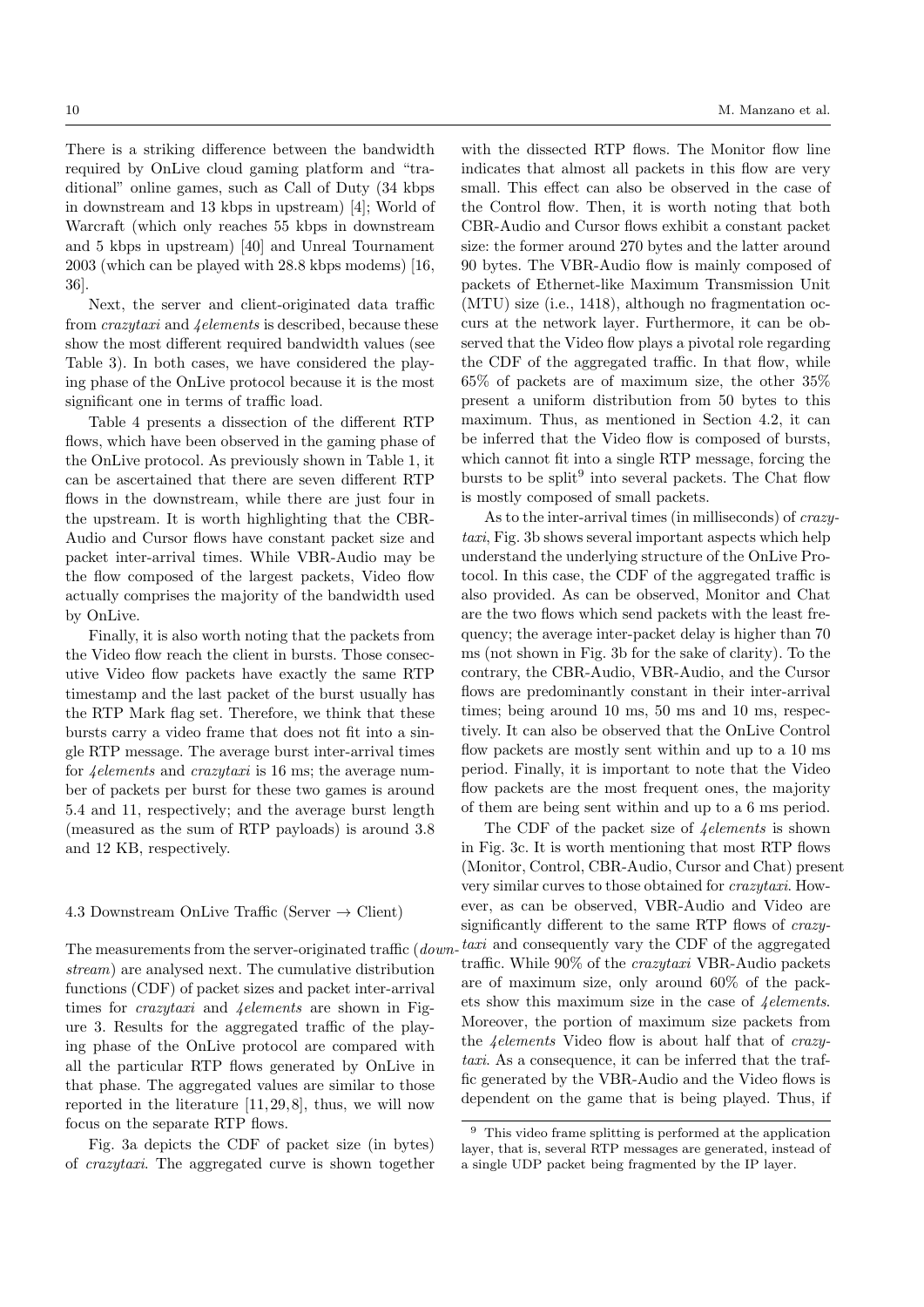There is a striking difference between the bandwidth required by OnLive cloud gaming platform and "traditional" online games, such as Call of Duty (34 kbps in downstream and 13 kbps in upstream) [4]; World of Warcraft (which only reaches 55 kbps in downstream and 5 kbps in upstream) [40] and Unreal Tournament 2003 (which can be played with 28.8 kbps modems) [16, 36].

Next, the server and client-originated data traffic from *crazytaxi* and *4elements* is described, because these show the most different required bandwidth values (see Table 3). In both cases, we have considered the playing phase of the OnLive protocol because it is the most significant one in terms of traffic load.

Table 4 presents a dissection of the different RTP flows, which have been observed in the gaming phase of the OnLive protocol. As previously shown in Table 1, it can be ascertained that there are seven different RTP flows in the downstream, while there are just four in the upstream. It is worth highlighting that the CBR-Audio and Cursor flows have constant packet size and packet inter-arrival times. While VBR-Audio may be the flow composed of the largest packets, Video flow actually comprises the majority of the bandwidth used by OnLive.

Finally, it is also worth noting that the packets from the Video flow reach the client in bursts. Those consecutive Video flow packets have exactly the same RTP timestamp and the last packet of the burst usually has the RTP Mark flag set. Therefore, we think that these bursts carry a video frame that does not fit into a single RTP message. The average burst inter-arrival times for *4elements* and *crazytaxi* is 16 ms; the average number of packets per burst for these two games is around 5.4 and 11, respectively; and the average burst length (measured as the sum of RTP payloads) is around 3.8 and 12 KB, respectively.

### 4.3 Downstream OnLive Traffic (Server → Client)

The measurements from the server-originated traffic (*downstream*) are analysed next. The cumulative distribution functions (CDF) of packet sizes and packet inter-arrival times for *crazytaxi* and *4elements* are shown in Figure 3. Results for the aggregated traffic of the playing phase of the OnLive protocol are compared with all the particular RTP flows generated by OnLive in that phase. The aggregated values are similar to those reported in the literature [11,29,8], thus, we will now focus on the separate RTP flows.

Fig. 3a depicts the CDF of packet size (in bytes) of *crazytaxi*. The aggregated curve is shown together with the dissected RTP flows. The Monitor flow line indicates that almost all packets in this flow are very small. This effect can also be observed in the case of the Control flow. Then, it is worth noting that both CBR-Audio and Cursor flows exhibit a constant packet size: the former around 270 bytes and the latter around 90 bytes. The VBR-Audio flow is mainly composed of packets of Ethernet-like Maximum Transmission Unit (MTU) size (i.e., 1418), although no fragmentation occurs at the network layer. Furthermore, it can be observed that the Video flow plays a pivotal role regarding the CDF of the aggregated traffic. In that flow, while 65% of packets are of maximum size, the other 35% present a uniform distribution from 50 bytes to this maximum. Thus, as mentioned in Section 4.2, it can be inferred that the Video flow is composed of bursts, which cannot fit into a single RTP message, forcing the bursts to be split[9] into several packets. The Chat flow is mostly composed of small packets.

As to the inter-arrival times (in milliseconds) of *crazytaxi*, Fig. 3b shows several important aspects which help understand the underlying structure of the OnLive Protocol. In this case, the CDF of the aggregated traffic is also provided. As can be observed, Monitor and Chat are the two flows which send packets with the least frequency; the average inter-packet delay is higher than 70 ms (not shown in Fig. 3b for the sake of clarity). To the contrary, the CBR-Audio, VBR-Audio, and the Cursor flows are predominantly constant in their inter-arrival times; being around 10 ms, 50 ms and 10 ms, respectively. It can also be observed that the OnLive Control flow packets are mostly sent within and up to a 10 ms period. Finally, it is important to note that the Video flow packets are the most frequent ones, the majority of them are being sent within and up to a 6 ms period.

The CDF of the packet size of *4elements* is shown in Fig. 3c. It is worth mentioning that most RTP flows (Monitor, Control, CBR-Audio, Cursor and Chat) present very similar curves to those obtained for *crazytaxi*. However, as can be observed, VBR-Audio and Video are significantly different to the same RTP flows of *crazytaxi* and consequently vary the CDF of the aggregated traffic. While 90% of the *crazytaxi* VBR-Audio packets are of maximum size, only around 60% of the packets show this maximum size in the case of *4elements*. Moreover, the portion of maximum size packets from the *4elements* Video flow is about half that of *crazytaxi*. As a consequence, it can be inferred that the traffic generated by the VBR-Audio and the Video flows is dependent on the game that is being played. Thus, if

[9] This video frame splitting is performed at the application layer, that is, several RTP messages are generated, instead of a single UDP packet being fragmented by the IP layer.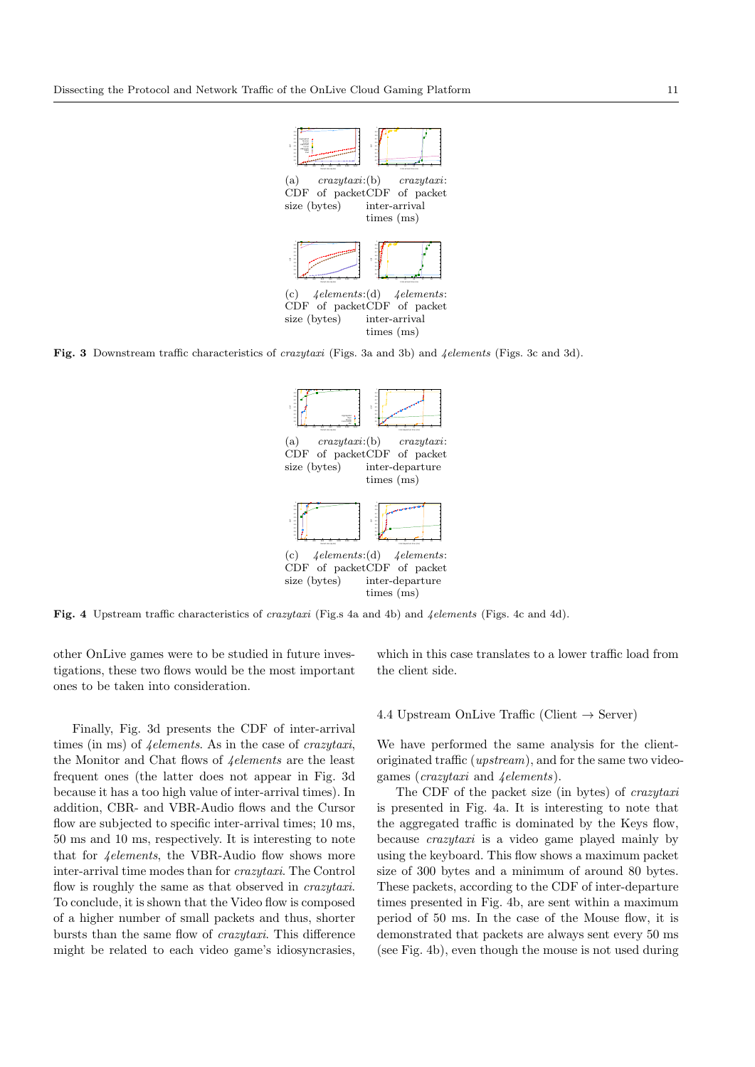(a) *crazytaxi*: CDF of packet size (bytes)

(b) *crazytaxi*: CDF of packet inter-arrival times (ms)

(c) *4elements*: CDF of packet size (bytes)

(d) *4elements*: CDF of packet inter-arrival times (ms)

**Fig. 3** Downstream traffic characteristics of *crazytaxi* (Figs. 3a and 3b) and *4elements* (Figs. 3c and 3d).

(a) *crazytaxi*: CDF of packet size (bytes)

(b) *crazytaxi*: CDF of packet inter-departure times (ms)

(c) *4elements*: CDF of packet size (bytes)

(d) *4elements*: CDF of packet inter-departure times (ms)

**Fig. 4** Upstream traffic characteristics of *crazytaxi* (Fig.s 4a and 4b) and *4elements* (Figs. 4c and 4d).

other OnLive games were to be studied in future investigations, these two flows would be the most important ones to be taken into consideration.

Finally, Fig. 3d presents the CDF of inter-arrival times (in ms) of *4elements*. As in the case of *crazytaxi*, the Monitor and Chat flows of *4elements* are the least frequent ones (the latter does not appear in Fig. 3d because it has a too high value of inter-arrival times). In addition, CBR- and VBR-Audio flows and the Cursor flow are subjected to specific inter-arrival times; 10 ms, 50 ms and 10 ms, respectively. It is interesting to note that for *4elements*, the VBR-Audio flow shows more inter-arrival time modes than for *crazytaxi*. The Control flow is roughly the same as that observed in *crazytaxi*. To conclude, it is shown that the Video flow is composed of a higher number of small packets and thus, shorter bursts than the same flow of *crazytaxi*. This difference might be related to each video game's idiosyncrasies, which in this case translates to a lower traffic load from the client side.

### 4.4 Upstream OnLive Traffic (Client → Server)

We have performed the same analysis for the client-originated traffic (*upstream*), and for the same two videogames (*crazytaxi* and *4elements*).

The CDF of the packet size (in bytes) of *crazytaxi* is presented in Fig. 4a. It is interesting to note that the aggregated traffic is dominated by the Keys flow, because *crazytaxi* is a video game played mainly by using the keyboard. This flow shows a maximum packet size of 300 bytes and a minimum of around 80 bytes. These packets, according to the CDF of inter-departure times presented in Fig. 4b, are sent within a maximum period of 50 ms. In the case of the Mouse flow, it is demonstrated that packets are always sent every 50 ms (see Fig. 4b), even though the mouse is not used during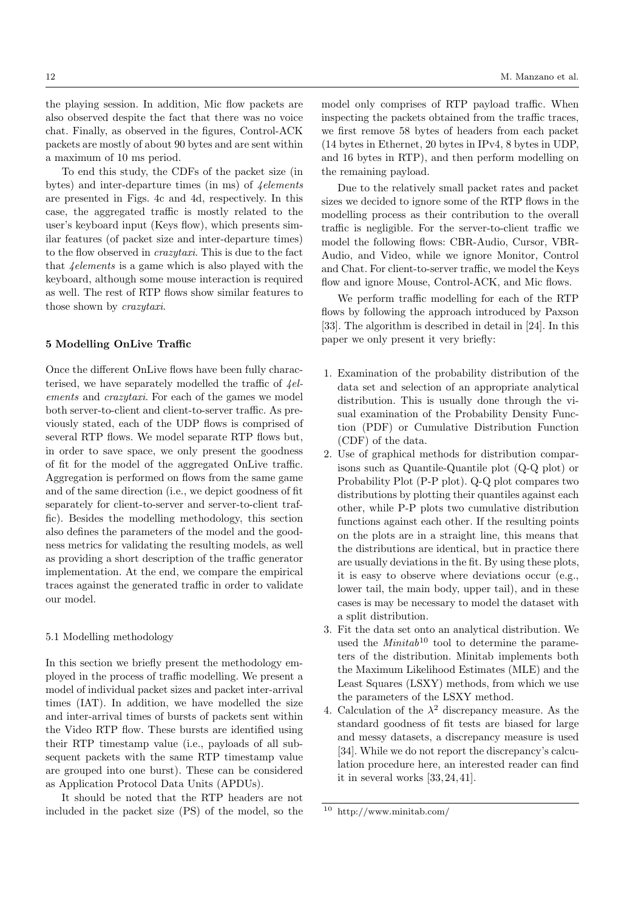the playing session. In addition, Mic flow packets are also observed despite the fact that there was no voice chat. Finally, as observed in the figures, Control-ACK packets are mostly of about 90 bytes and are sent within a maximum of 10 ms period.

To end this study, the CDFs of the packet size (in bytes) and inter-departure times (in ms) of *4elements* are presented in Figs. 4c and 4d, respectively. In this case, the aggregated traffic is mostly related to the user's keyboard input (Keys flow), which presents similar features (of packet size and inter-departure times) to the flow observed in *crazytaxi*. This is due to the fact that *4elements* is a game which is also played with the keyboard, although some mouse interaction is required as well. The rest of RTP flows show similar features to those shown by *crazytaxi*.

## 5 Modelling OnLive Traffic

Once the different OnLive flows have been fully characterised, we have separately modelled the traffic of *4elements* and *crazytaxi*. For each of the games we model both server-to-client and client-to-server traffic. As previously stated, each of the UDP flows is comprised of several RTP flows. We model separate RTP flows but, in order to save space, we only present the goodness of fit for the model of the aggregated OnLive traffic. Aggregation is performed on flows from the same game and of the same direction (i.e., we depict goodness of fit separately for client-to-server and server-to-client traffic). Besides the modelling methodology, this section also defines the parameters of the model and the goodness metrics for validating the resulting models, as well as providing a short description of the traffic generator implementation. At the end, we compare the empirical traces against the generated traffic in order to validate our model.

### 5.1 Modelling methodology

In this section we briefly present the methodology employed in the process of traffic modelling. We present a model of individual packet sizes and packet inter-arrival times (IAT). In addition, we have modelled the size and inter-arrival times of bursts of packets sent within the Video RTP flow. These bursts are identified using their RTP timestamp value (i.e., payloads of all subsequent packets with the same RTP timestamp value are grouped into one burst). These can be considered as Application Protocol Data Units (APDUs).

It should be noted that the RTP headers are not included in the packet size (PS) of the model, so the model only comprises of RTP payload traffic. When inspecting the packets obtained from the traffic traces, we first remove 58 bytes of headers from each packet (14 bytes in Ethernet, 20 bytes in IPv4, 8 bytes in UDP, and 16 bytes in RTP), and then perform modelling on the remaining payload.

Due to the relatively small packet rates and packet sizes we decided to ignore some of the RTP flows in the modelling process as their contribution to the overall traffic is negligible. For the server-to-client traffic we model the following flows: CBR-Audio, Cursor, VBR-Audio, and Video, while we ignore Monitor, Control and Chat. For client-to-server traffic, we model the Keys flow and ignore Mouse, Control-ACK, and Mic flows.

We perform traffic modelling for each of the RTP flows by following the approach introduced by Paxson [33]. The algorithm is described in detail in [24]. In this paper we only present it very briefly:

1. Examination of the probability distribution of the data set and selection of an appropriate analytical distribution. This is usually done through the visual examination of the Probability Density Function (PDF) or Cumulative Distribution Function (CDF) of the data.
2. Use of graphical methods for distribution comparisons such as Quantile-Quantile plot (Q-Q plot) or Probability Plot (P-P plot). Q-Q plot compares two distributions by plotting their quantiles against each other, while P-P plots two cumulative distribution functions against each other. If the resulting points on the plots are in a straight line, this means that the distributions are identical, but in practice there are usually deviations in the fit. By using these plots, it is easy to observe where deviations occur (e.g., lower tail, the main body, upper tail), and in these cases is may be necessary to model the dataset with a split distribution.
3. Fit the data set onto an analytical distribution. We used the *Minitab*[10] tool to determine the parameters of the distribution. Minitab implements both the Maximum Likelihood Estimates (MLE) and the Least Squares (LSXY) methods, from which we use the parameters of the LSXY method.
4. Calculation of the $\lambda^2$ discrepancy measure. As the standard goodness of fit tests are biased for large and messy datasets, a discrepancy measure is used [34]. While we do not report the discrepancy's calculation procedure here, an interested reader can find it in several works [33, 24, 41].

[10] http://www.minitab.com/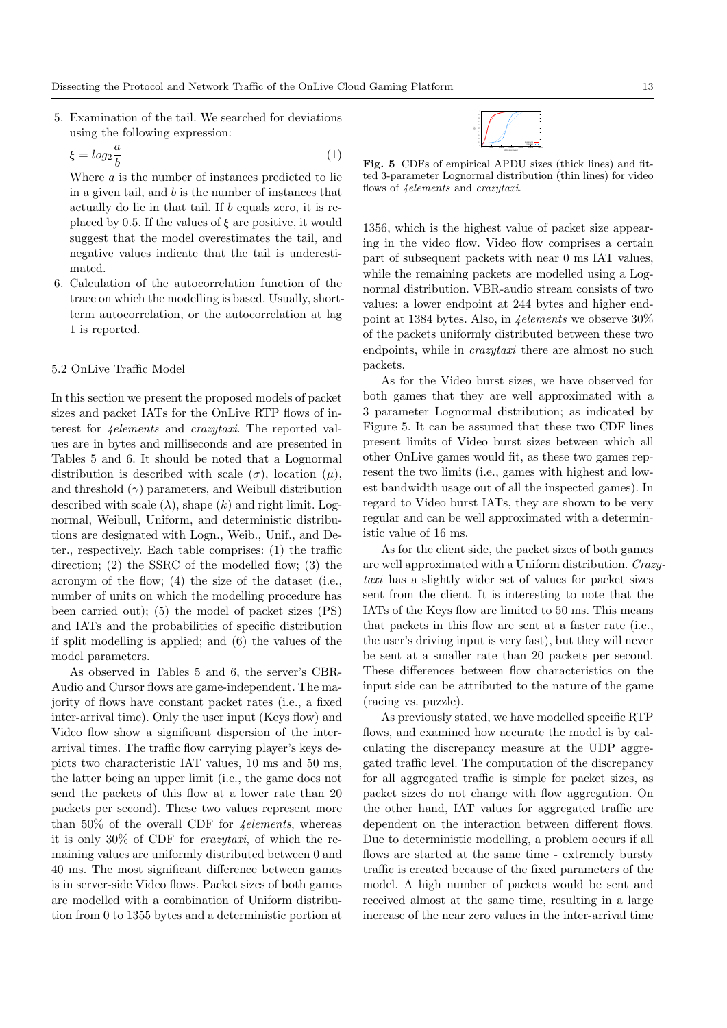5. Examination of the tail. We searched for deviations using the following expression:

$$\xi = log_2 \frac{a}{b} \tag{1}$$

Where $a$ is the number of instances predicted to lie in a given tail, and $b$ is the number of instances that actually do lie in that tail. If $b$ equals zero, it is replaced by 0.5. If the values of $\xi$ are positive, it would suggest that the model overestimates the tail, and negative values indicate that the tail is underestimated.

6. Calculation of the autocorrelation function of the trace on which the modelling is based. Usually, short-term autocorrelation, or the autocorrelation at lag 1 is reported.

### 5.2 OnLive Traffic Model

In this section we present the proposed models of packet sizes and packet IATs for the OnLive RTP flows of interest for *4elements* and *crazytaxi*. The reported values are in bytes and milliseconds and are presented in Tables 5 and 6. It should be noted that a Lognormal distribution is described with scale ($\sigma$), location ($\mu$), and threshold ($\gamma$) parameters, and Weibull distribution described with scale ($\lambda$), shape ($k$) and right limit. Lognormal, Weibull, Uniform, and deterministic distributions are designated with Logn., Weib., Unif., and Deter., respectively. Each table comprises: (1) the traffic direction; (2) the SSRC of the modelled flow; (3) the acronym of the flow; (4) the size of the dataset (i.e., number of units on which the modelling procedure has been carried out); (5) the model of packet sizes (PS) and IATs and the probabilities of specific distribution if split modelling is applied; and (6) the values of the model parameters.

As observed in Tables 5 and 6, the server's CBR-Audio and Cursor flows are game-independent. The majority of flows have constant packet rates (i.e., a fixed inter-arrival time). Only the user input (Keys flow) and Video flow show a significant dispersion of the inter-arrival times. The traffic flow carrying player's keys depicts two characteristic IAT values, 10 ms and 50 ms, the latter being an upper limit (i.e., the game does not send the packets of this flow at a lower rate than 20 packets per second). These two values represent more than 50% of the overall CDF for *4elements*, whereas it is only 30% of CDF for *crazytaxi*, of which the remaining values are uniformly distributed between 0 and 40 ms. The most significant difference between games is in server-side Video flows. Packet sizes of both games are modelled with a combination of Uniform distribution from 0 to 1355 bytes and a deterministic portion at 1356, which is the highest value of packet size appearing in the video flow. Video flow comprises a certain part of subsequent packets with near 0 ms IAT values, while the remaining packets are modelled using a Lognormal distribution. VBR-audio stream consists of two values: a lower endpoint at 244 bytes and higher endpoint at 1384 bytes. Also, in *4elements* we observe 30% of the packets uniformly distributed between these two endpoints, while in *crazytaxi* there are almost no such packets.

**Fig. 5** CDFs of empirical APDU sizes (thick lines) and fitted 3-parameter Lognormal distribution (thin lines) for video flows of *4elements* and *crazytaxi*.

As for the Video burst sizes, we have observed for both games that they are well approximated with a 3 parameter Lognormal distribution; as indicated by Figure 5. It can be assumed that these two CDF lines present limits of Video burst sizes between which all other OnLive games would fit, as these two games represent the two limits (i.e., games with highest and lowest bandwidth usage out of all the inspected games). In regard to Video burst IATs, they are shown to be very regular and can be well approximated with a deterministic value of 16 ms.

As for the client side, the packet sizes of both games are well approximated with a Uniform distribution. *Crazytaxi* has a slightly wider set of values for packet sizes sent from the client. It is interesting to note that the IATs of the Keys flow are limited to 50 ms. This means that packets in this flow are sent at a faster rate (i.e., the user's driving input is very fast), but they will never be sent at a smaller rate than 20 packets per second. These differences between flow characteristics on the input side can be attributed to the nature of the game (racing vs. puzzle).

As previously stated, we have modelled specific RTP flows, and examined how accurate the model is by calculating the discrepancy measure at the UDP aggregated traffic level. The computation of the discrepancy for all aggregated traffic is simple for packet sizes, as packet sizes do not change with flow aggregation. On the other hand, IAT values for aggregated traffic are dependent on the interaction between different flows. Due to deterministic modelling, a problem occurs if all flows are started at the same time - extremely bursty traffic is created because of the fixed parameters of the model. A high number of packets would be sent and received almost at the same time, resulting in a large increase of the near zero values in the inter-arrival time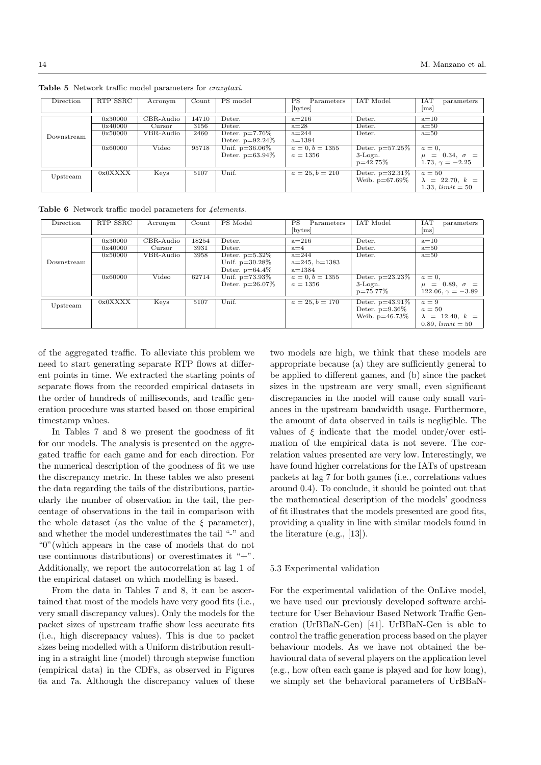**Table 5** Network traffic model parameters for *crazytaxi*.

| Direction | RTP SSRC | Acronym | Count | PS model | PS Parameters [bytes] | IAT Model | IAT parameters [ms] |
|---|---|---|---|---|---|---|---|
| Downstream | 0x30000 | CBR-Audio | 14710 | Deter. | a=216 | Deter. | a=10 |
| | 0x40000 | Cursor | 3156 | Deter. | a=28 | Deter. | a=50 |
| | 0x50000 | VBR-Audio | 2460 | Deter. p=7.76%<br>Deter. p=92.24% | a=244<br>a=1384 | Deter. | a=50 |
| | 0x60000 | Video | 95718 | Unif. p=36.06%<br>Deter. p=63.94% | $a = 0, b = 1355$<br>$a = 1356$ | Deter. p=57.25%<br>3-Logn. p=42.75% | $a = 0$,<br>$\mu = 0.34$, $\sigma = 1.73$, $\gamma = -2.25$ |
| Upstream | 0x0XXXX | Keys | 5107 | Unif. | $a = 25, b = 210$ | Deter. p=32.31%<br>Weib. p=67.69% | $a = 50$<br>$\lambda = 22.70$, $k = 1.33$, $limit = 50$ |

**Table 6** Network traffic model parameters for *4elements*.

| Direction | RTP SSRC | Acronym | Count | PS Model | PS Parameters [bytes] | IAT Model | IAT parameters [ms] |
|---|---|---|---|---|---|---|---|
| Downstream | 0x30000 | CBR-Audio | 18254 | Deter. | a=216 | Deter. | a=10 |
| | 0x40000 | Cursor | 3931 | Deter. | a=4 | Deter. | a=50 |
| | 0x50000 | VBR-Audio | 3958 | Deter. p=5.32%<br>Unif. p=30.28%<br>Deter. p=64.4% | a=244<br>a=245, b=1383<br>a=1384 | Deter. | a=50 |
| | 0x60000 | Video | 62714 | Unif. p=73.93%<br>Deter. p=26.07% | $a = 0, b = 1355$<br>$a = 1356$ | Deter. p=23.23%<br>3-Logn. p=75.77% | $a = 0$,<br>$\mu = 0.89$, $\sigma = 122.06$, $\gamma = -3.89$ |
| Upstream | 0x0XXXX | Keys | 5107 | Unif. | $a = 25, b = 170$ | Deter. p=43.91%<br>Deter. p=9.36%<br>Weib. p=46.73% | $a = 9$<br>$a = 50$<br>$\lambda = 12.40$, $k = 0.89$, $limit = 50$ |

of the aggregated traffic. To alleviate this problem we need to start generating separate RTP flows at different points in time. We extracted the starting points of separate flows from the recorded empirical datasets in the order of hundreds of milliseconds, and traffic generation procedure was started based on those empirical timestamp values.

In Tables 7 and 8 we present the goodness of fit for our models. The analysis is presented on the aggregated traffic for each game and for each direction. For the numerical description of the goodness of fit we use the discrepancy metric. In these tables we also present the data regarding the tails of the distributions, particularly the number of observation in the tail, the percentage of observations in the tail in comparison with the whole dataset (as the value of the $\xi$ parameter), and whether the model underestimates the tail "-" and "0"(which appears in the case of models that do not use continuous distributions) or overestimates it "+". Additionally, we report the autocorrelation at lag 1 of the empirical dataset on which modelling is based.

From the data in Tables 7 and 8, it can be ascertained that most of the models have very good fits (i.e., very small discrepancy values). Only the models for the packet sizes of upstream traffic show less accurate fits (i.e., high discrepancy values). This is due to packet sizes being modelled with a Uniform distribution resulting in a straight line (model) through stepwise function (empirical data) in the CDFs, as observed in Figures 6a and 7a. Although the discrepancy values of these two models are high, we think that these models are appropriate because (a) they are sufficiently general to be applied to different games, and (b) since the packet sizes in the upstream are very small, even significant discrepancies in the model will cause only small variances in the upstream bandwidth usage. Furthermore, the amount of data observed in tails is negligible. The values of $\xi$ indicate that the model under/over estimation of the empirical data is not severe. The correlation values presented are very low. Interestingly, we have found higher correlations for the IATs of upstream packets at lag 7 for both games (i.e., correlations values around 0.4). To conclude, it should be pointed out that the mathematical description of the models' goodness of fit illustrates that the models presented are good fits, providing a quality in line with similar models found in the literature (e.g., [13]).

### 5.3 Experimental validation

For the experimental validation of the OnLive model, we have used our previously developed software architecture for User Behaviour Based Network Traffic Generation (UrBBaN-Gen) [41]. UrBBaN-Gen is able to control the traffic generation process based on the player behaviour models. As we have not obtained the behavioural data of several players on the application level (e.g., how often each game is played and for how long), we simply set the behavioral parameters of UrBBaN-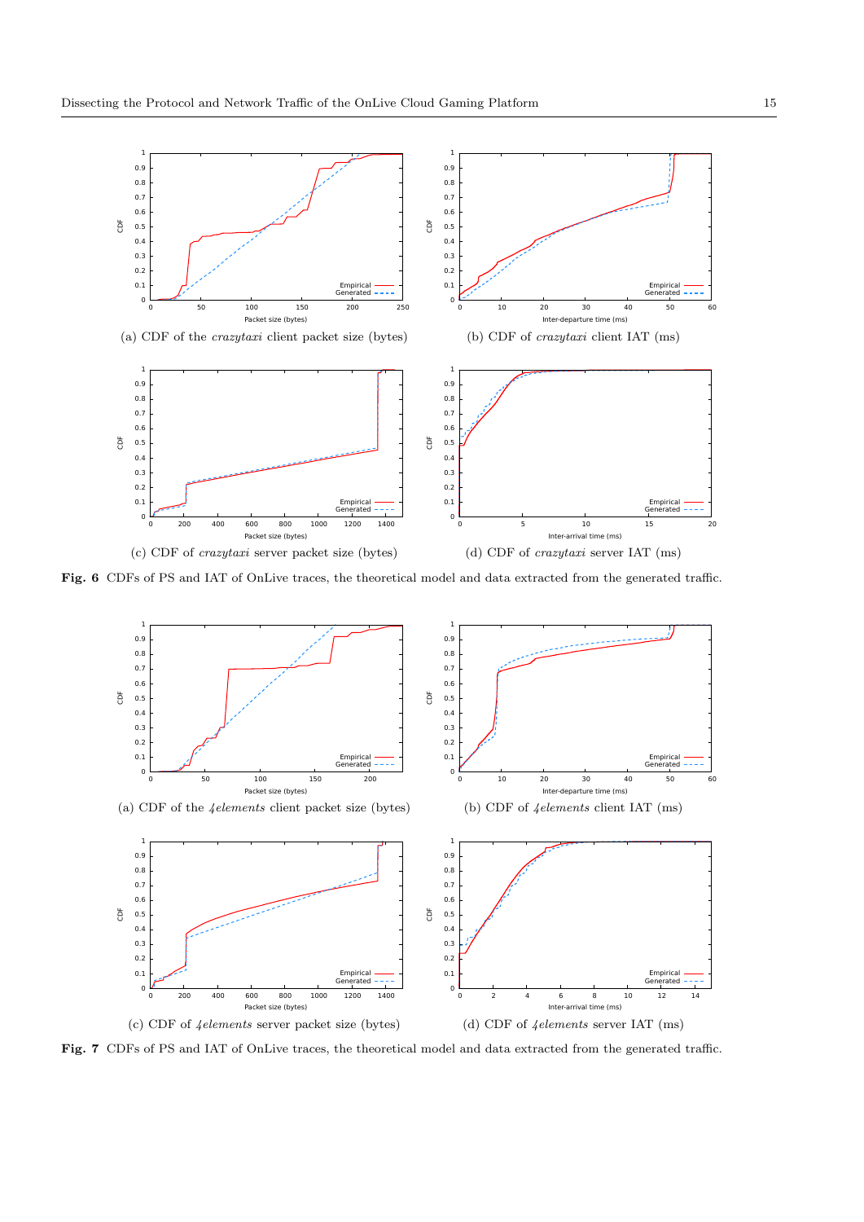(a) CDF of the *crazytaxi* client packet size (bytes)

(b) CDF of *crazytaxi* client IAT (ms)

(c) CDF of *crazytaxi* server packet size (bytes)

(d) CDF of *crazytaxi* server IAT (ms)

**Fig. 6** CDFs of PS and IAT of OnLive traces, the theoretical model and data extracted from the generated traffic.

(a) CDF of the *4elements* client packet size (bytes)

(b) CDF of *4elements* client IAT (ms)

(c) CDF of *4elements* server packet size (bytes)

(d) CDF of *4elements* server IAT (ms)

**Fig. 7** CDFs of PS and IAT of OnLive traces, the theoretical model and data extracted from the generated traffic.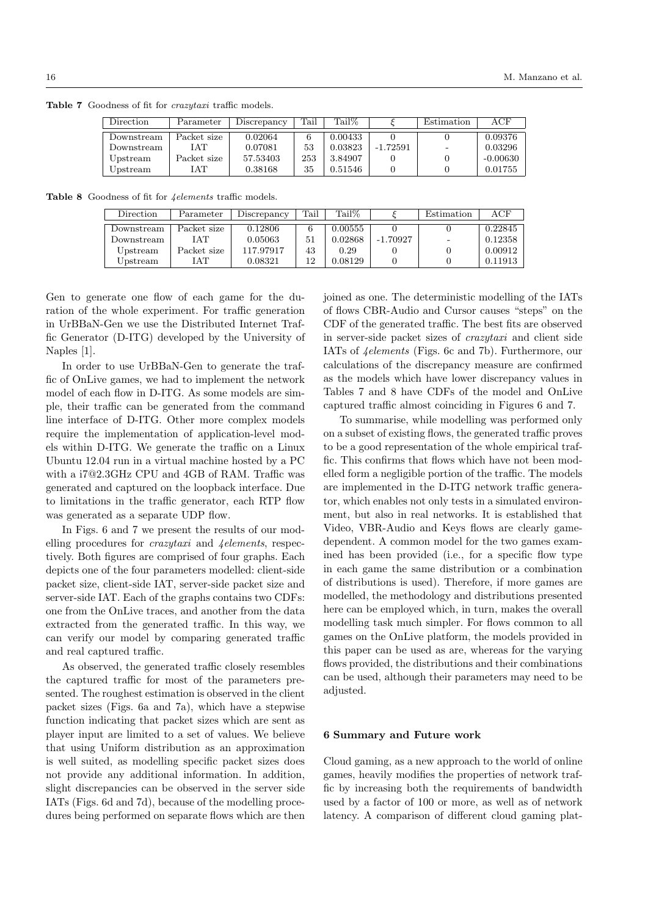**Table 7** Goodness of fit for *crazytaxi* traffic models.

| Direction | Parameter | Discrepancy | Tail | Tail% | $\xi$ | Estimation | ACF |
|---|---|---|---|---|---|---|---|
| Downstream | Packet size | 0.02064 | 6 | 0.00433 | 0 | 0 | 0.09376 |
| Downstream | IAT | 0.07081 | 53 | 0.03823 | -1.72591 | - | 0.03296 |
| Upstream | Packet size | 57.53403 | 253 | 3.84907 | 0 | 0 | -0.00630 |
| Upstream | IAT | 0.38168 | 35 | 0.51546 | 0 | 0 | 0.01755 |

**Table 8** Goodness of fit for *4elements* traffic models.

| Direction | Parameter | Discrepancy | Tail | Tail% | $\xi$ | Estimation | ACF |
|---|---|---|---|---|---|---|---|
| Downstream | Packet size | 0.12806 | 6 | 0.00555 | 0 | 0 | 0.22845 |
| Downstream | IAT | 0.05063 | 51 | 0.02868 | -1.70927 | - | 0.12358 |
| Upstream | Packet size | 117.97917 | 43 | 0.29 | 0 | 0 | 0.00912 |
| Upstream | IAT | 0.08321 | 12 | 0.08129 | 0 | 0 | 0.11913 |

Gen to generate one flow of each game for the duration of the whole experiment. For traffic generation in UrBBaN-Gen we use the Distributed Internet Traffic Generator (D-ITG) developed by the University of Naples [1].

In order to use UrBBaN-Gen to generate the traffic of OnLive games, we had to implement the network model of each flow in D-ITG. As some models are simple, their traffic can be generated from the command line interface of D-ITG. Other more complex models require the implementation of application-level models within D-ITG. We generate the traffic on a Linux Ubuntu 12.04 run in a virtual machine hosted by a PC with a i7@2.3GHz CPU and 4GB of RAM. Traffic was generated and captured on the loopback interface. Due to limitations in the traffic generator, each RTP flow was generated as a separate UDP flow.

In Figs. 6 and 7 we present the results of our modelling procedures for *crazytaxi* and *4elements*, respectively. Both figures are comprised of four graphs. Each depicts one of the four parameters modelled: client-side packet size, client-side IAT, server-side packet size and server-side IAT. Each of the graphs contains two CDFs: one from the OnLive traces, and another from the data extracted from the generated traffic. In this way, we can verify our model by comparing generated traffic and real captured traffic.

As observed, the generated traffic closely resembles the captured traffic for most of the parameters presented. The roughest estimation is observed in the client packet sizes (Figs. 6a and 7a), which have a stepwise function indicating that packet sizes which are sent as player input are limited to a set of values. We believe that using Uniform distribution as an approximation is well suited, as modelling specific packet sizes does not provide any additional information. In addition, slight discrepancies can be observed in the server side IATs (Figs. 6d and 7d), because of the modelling procedures being performed on separate flows which are then joined as one. The deterministic modelling of the IATs of flows CBR-Audio and Cursor causes "steps" on the CDF of the generated traffic. The best fits are observed in server-side packet sizes of *crazytaxi* and client side IATs of *4elements* (Figs. 6c and 7b). Furthermore, our calculations of the discrepancy measure are confirmed as the models which have lower discrepancy values in Tables 7 and 8 have CDFs of the model and OnLive captured traffic almost coinciding in Figures 6 and 7.

To summarise, while modelling was performed only on a subset of existing flows, the generated traffic proves to be a good representation of the whole empirical traffic. This confirms that flows which have not been modelled form a negligible portion of the traffic. The models are implemented in the D-ITG network traffic generator, which enables not only tests in a simulated environment, but also in real networks. It is established that Video, VBR-Audio and Keys flows are clearly game-dependent. A common model for the two games examined has been provided (i.e., for a specific flow type in each game the same distribution or a combination of distributions is used). Therefore, if more games are modelled, the methodology and distributions presented here can be employed which, in turn, makes the overall modelling task much simpler. For flows common to all games on the OnLive platform, the models provided in this paper can be used as are, whereas for the varying flows provided, the distributions and their combinations can be used, although their parameters may need to be adjusted.

## 6 Summary and Future work

Cloud gaming, as a new approach to the world of online games, heavily modifies the properties of network traffic by increasing both the requirements of bandwidth used by a factor of 100 or more, as well as of network latency. A comparison of different cloud gaming plat-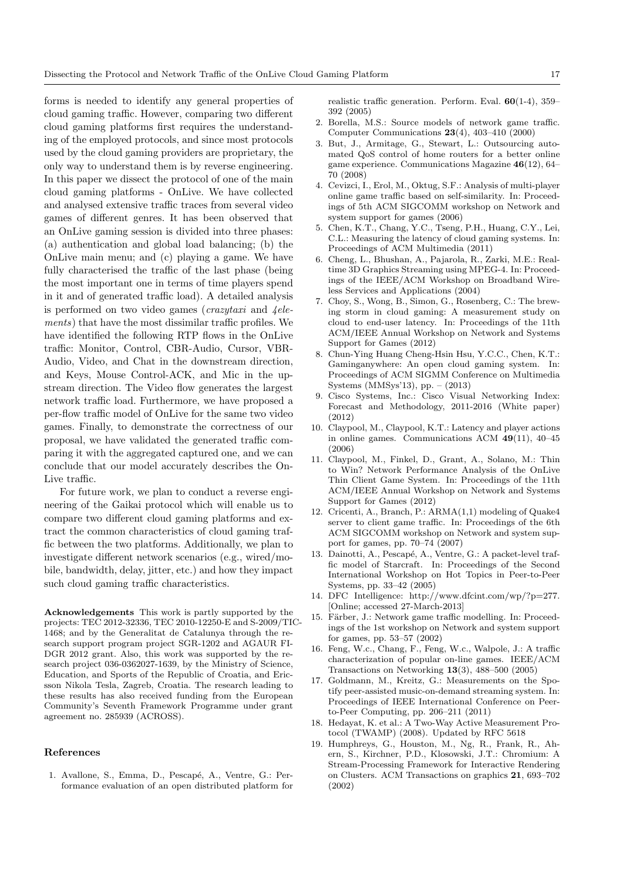forms is needed to identify any general properties of cloud gaming traffic. However, comparing two different cloud gaming platforms first requires the understanding of the employed protocols, and since most protocols used by the cloud gaming providers are proprietary, the only way to understand them is by reverse engineering. In this paper we dissect the protocol of one of the main cloud gaming platforms - OnLive. We have collected and analysed extensive traffic traces from several video games of different genres. It has been observed that an OnLive gaming session is divided into three phases: (a) authentication and global load balancing; (b) the OnLive main menu; and (c) playing a game. We have fully characterised the traffic of the last phase (being the most important one in terms of time players spend in it and of generated traffic load). A detailed analysis is performed on two video games (*crazytaxi* and *4elements*) that have the most dissimilar traffic profiles. We have identified the following RTP flows in the OnLive traffic: Monitor, Control, CBR-Audio, Cursor, VBR-Audio, Video, and Chat in the downstream direction, and Keys, Mouse Control-ACK, and Mic in the upstream direction. The Video flow generates the largest network traffic load. Furthermore, we have proposed a per-flow traffic model of OnLive for the same two video games. Finally, to demonstrate the correctness of our proposal, we have validated the generated traffic comparing it with the aggregated captured one, and we can conclude that our model accurately describes the OnLive traffic.

For future work, we plan to conduct a reverse engineering of the Gaikai protocol which will enable us to compare two different cloud gaming platforms and extract the common characteristics of cloud gaming traffic between the two platforms. Additionally, we plan to investigate different network scenarios (e.g., wired/mobile, bandwidth, delay, jitter, etc.) and how they impact such cloud gaming traffic characteristics.

**Acknowledgements** This work is partly supported by the projects: TEC 2012-32336, TEC 2010-12250-E and S-2009/TIC-1468; and by the Generalitat de Catalunya through the research support program project SGR-1202 and AGAUR FI-DGR 2012 grant. Also, this work was supported by the research project 036-0362027-1639, by the Ministry of Science, Education, and Sports of the Republic of Croatia, and Ericsson Nikola Tesla, Zagreb, Croatia. The research leading to these results has also received funding from the European Community's Seventh Framework Programme under grant agreement no. 285939 (ACROSS).

## References

1. Avallone, S., Emma, D., Pescapé, A., Ventre, G.: Performance evaluation of an open distributed platform for realistic traffic generation. Perform. Eval. **60**(1-4), 359–392 (2005)
2. Borella, M.S.: Source models of network game traffic. Computer Communications **23**(4), 403–410 (2000)
3. But, J., Armitage, G., Stewart, L.: Outsourcing automated QoS control of home routers for a better online game experience. Communications Magazine **46**(12), 64–70 (2008)
4. Cevizci, I., Erol, M., Oktug, S.F.: Analysis of multi-player online game traffic based on self-similarity. In: Proceedings of 5th ACM SIGCOMM workshop on Network and system support for games (2006)
5. Chen, K.T., Chang, Y.C., Tseng, P.H., Huang, C.Y., Lei, C.L.: Measuring the latency of cloud gaming systems. In: Proceedings of ACM Multimedia (2011)
6. Cheng, L., Bhushan, A., Pajarola, R., Zarki, M.E.: Real-time 3D Graphics Streaming using MPEG-4. In: Proceedings of the IEEE/ACM Workshop on Broadband Wireless Services and Applications (2004)
7. Choy, S., Wong, B., Simon, G., Rosenberg, C.: The brewing storm in cloud gaming: A measurement study on cloud to end-user latency. In: Proceedings of the 11th ACM/IEEE Annual Workshop on Network and Systems Support for Games (2012)
8. Chun-Ying Huang Cheng-Hsin Hsu, Y.C.C., Chen, K.T.: Gaminganywhere: An open cloud gaming system. In: Proceedings of ACM SIGMM Conference on Multimedia Systems (MMSys'13), pp. – (2013)
9. Cisco Systems, Inc.: Cisco Visual Networking Index: Forecast and Methodology, 2011-2016 (White paper) (2012)
10. Claypool, M., Claypool, K.T.: Latency and player actions in online games. Communications ACM **49**(11), 40–45 (2006)
11. Claypool, M., Finkel, D., Grant, A., Solano, M.: Thin to Win? Network Performance Analysis of the OnLive Thin Client Game System. In: Proceedings of the 11th ACM/IEEE Annual Workshop on Network and Systems Support for Games (2012)
12. Cricenti, A., Branch, P.: ARMA(1,1) modeling of Quake4 server to client game traffic. In: Proceedings of the 6th ACM SIGCOMM workshop on Network and system support for games, pp. 70–74 (2007)
13. Dainotti, A., Pescapé, A., Ventre, G.: A packet-level traffic model of Starcraft. In: Proceedings of the Second International Workshop on Hot Topics in Peer-to-Peer Systems, pp. 33–42 (2005)
14. DFC Intelligence: http://www.dfcint.com/wp/?p=277. [Online; accessed 27-March-2013]
15. Färber, J.: Network game traffic modelling. In: Proceedings of the 1st workshop on Network and system support for games, pp. 53–57 (2002)
16. Feng, W.c., Chang, F., Feng, W.c., Walpole, J.: A traffic characterization of popular on-line games. IEEE/ACM Transactions on Networking **13**(3), 488–500 (2005)
17. Goldmann, M., Kreitz, G.: Measurements on the Spotify peer-assisted music-on-demand streaming system. In: Proceedings of IEEE International Conference on Peer-to-Peer Computing, pp. 206–211 (2011)
18. Hedayat, K. et al.: A Two-Way Active Measurement Protocol (TWAMP) (2008). Updated by RFC 5618
19. Humphreys, G., Houston, M., Ng, R., Frank, R., Ahern, S., Kirchner, P.D., Klosowski, J.T.: Chromium: A Stream-Processing Framework for Interactive Rendering on Clusters. ACM Transactions on graphics **21**, 693–702 (2002)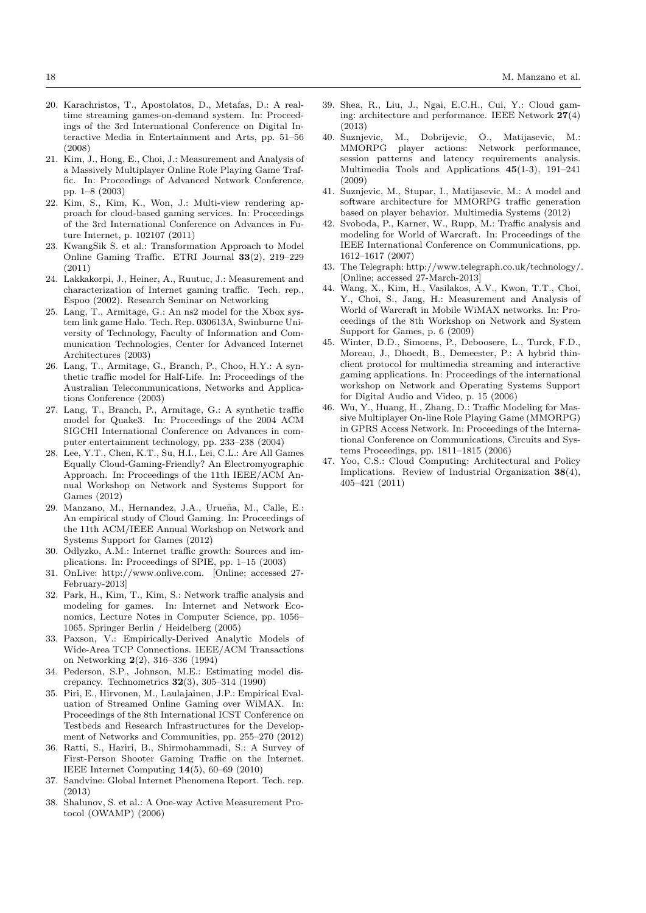20. Karachristos, T., Apostolatos, D., Metafas, D.: A real-time streaming games-on-demand system. In: Proceedings of the 3rd International Conference on Digital Interactive Media in Entertainment and Arts, pp. 51–56 (2008)
21. Kim, J., Hong, E., Choi, J.: Measurement and Analysis of a Massively Multiplayer Online Role Playing Game Traffic. In: Proceedings of Advanced Network Conference, pp. 1–8 (2003)
22. Kim, S., Kim, K., Won, J.: Multi-view rendering approach for cloud-based gaming services. In: Proceedings of the 3rd International Conference on Advances in Future Internet, p. 102107 (2011)
23. KwangSik S. et al.: Transformation Approach to Model Online Gaming Traffic. ETRI Journal **33**(2), 219–229 (2011)
24. Lakkakorpi, J., Heiner, A., Ruutuc, J.: Measurement and characterization of Internet gaming traffic. Tech. rep., Espoo (2002). Research Seminar on Networking
25. Lang, T., Armitage, G.: An ns2 model for the Xbox system link game Halo. Tech. Rep. 030613A, Swinburne University of Technology, Faculty of Information and Communication Technologies, Center for Advanced Internet Architectures (2003)
26. Lang, T., Armitage, G., Branch, P., Choo, H.Y.: A synthetic traffic model for Half-Life. In: Proceedings of the Australian Telecommunications, Networks and Applications Conference (2003)
27. Lang, T., Branch, P., Armitage, G.: A synthetic traffic model for Quake3. In: Proceedings of the 2004 ACM SIGCHI International Conference on Advances in computer entertainment technology, pp. 233–238 (2004)
28. Lee, Y.T., Chen, K.T., Su, H.I., Lei, C.L.: Are All Games Equally Cloud-Gaming-Friendly? An Electromyographic Approach. In: Proceedings of the 11th IEEE/ACM Annual Workshop on Network and Systems Support for Games (2012)
29. Manzano, M., Hernandez, J.A., Urueña, M., Calle, E.: An empirical study of Cloud Gaming. In: Proceedings of the 11th ACM/IEEE Annual Workshop on Network and Systems Support for Games (2012)
30. Odlyzko, A.M.: Internet traffic growth: Sources and implications. In: Proceedings of SPIE, pp. 1–15 (2003)
31. OnLive: http://www.onlive.com. [Online; accessed 27-February-2013]
32. Park, H., Kim, T., Kim, S.: Network traffic analysis and modeling for games. In: Internet and Network Economics, Lecture Notes in Computer Science, pp. 1056–1065. Springer Berlin / Heidelberg (2005)
33. Paxson, V.: Empirically-Derived Analytic Models of Wide-Area TCP Connections. IEEE/ACM Transactions on Networking **2**(2), 316–336 (1994)
34. Pederson, S.P., Johnson, M.E.: Estimating model discrepancy. Technometrics **32**(3), 305–314 (1990)
35. Piri, E., Hirvonen, M., Laulajainen, J.P.: Empirical Evaluation of Streamed Online Gaming over WiMAX. In: Proceedings of the 8th International ICST Conference on Testbeds and Research Infrastructures for the Development of Networks and Communities, pp. 255–270 (2012)
36. Ratti, S., Hariri, B., Shirmohammadi, S.: A Survey of First-Person Shooter Gaming Traffic on the Internet. IEEE Internet Computing **14**(5), 60–69 (2010)
37. Sandvine: Global Internet Phenomena Report. Tech. rep. (2013)
38. Shalunov, S. et al.: A One-way Active Measurement Protocol (OWAMP) (2006)
39. Shea, R., Liu, J., Ngai, E.C.H., Cui, Y.: Cloud gaming: architecture and performance. IEEE Network **27**(4) (2013)
40. Suznjevic, M., Dobrijevic, O., Matijasevic, M.: MMORPG player actions: Network performance, session patterns and latency requirements analysis. Multimedia Tools and Applications **45**(1-3), 191–241 (2009)
41. Suznjevic, M., Stupar, I., Matijasevic, M.: A model and software architecture for MMORPG traffic generation based on player behavior. Multimedia Systems (2012)
42. Svoboda, P., Karner, W., Rupp, M.: Traffic analysis and modeling for World of Warcraft. In: Proceedings of the IEEE International Conference on Communications, pp. 1612–1617 (2007)
43. The Telegraph: http://www.telegraph.co.uk/technology/. [Online; accessed 27-March-2013]
44. Wang, X., Kim, H., Vasilakos, A.V., Kwon, T.T., Choi, Y., Choi, S., Jang, H.: Measurement and Analysis of World of Warcraft in Mobile WiMAX networks. In: Proceedings of the 8th Workshop on Network and System Support for Games, p. 6 (2009)
45. Winter, D.D., Simoens, P., Deboosere, L., Turck, F.D., Moreau, J., Dhoedt, B., Demeester, P.: A hybrid thin-client protocol for multimedia streaming and interactive gaming applications. In: Proceedings of the international workshop on Network and Operating Systems Support for Digital Audio and Video, p. 15 (2006)
46. Wu, Y., Huang, H., Zhang, D.: Traffic Modeling for Massive Multiplayer On-line Role Playing Game (MMORPG) in GPRS Access Network. In: Proceedings of the International Conference on Communications, Circuits and Systems Proceedings, pp. 1811–1815 (2006)
47. Yoo, C.S.: Cloud Computing: Architectural and Policy Implications. Review of Industrial Organization **38**(4), 405–421 (2011)